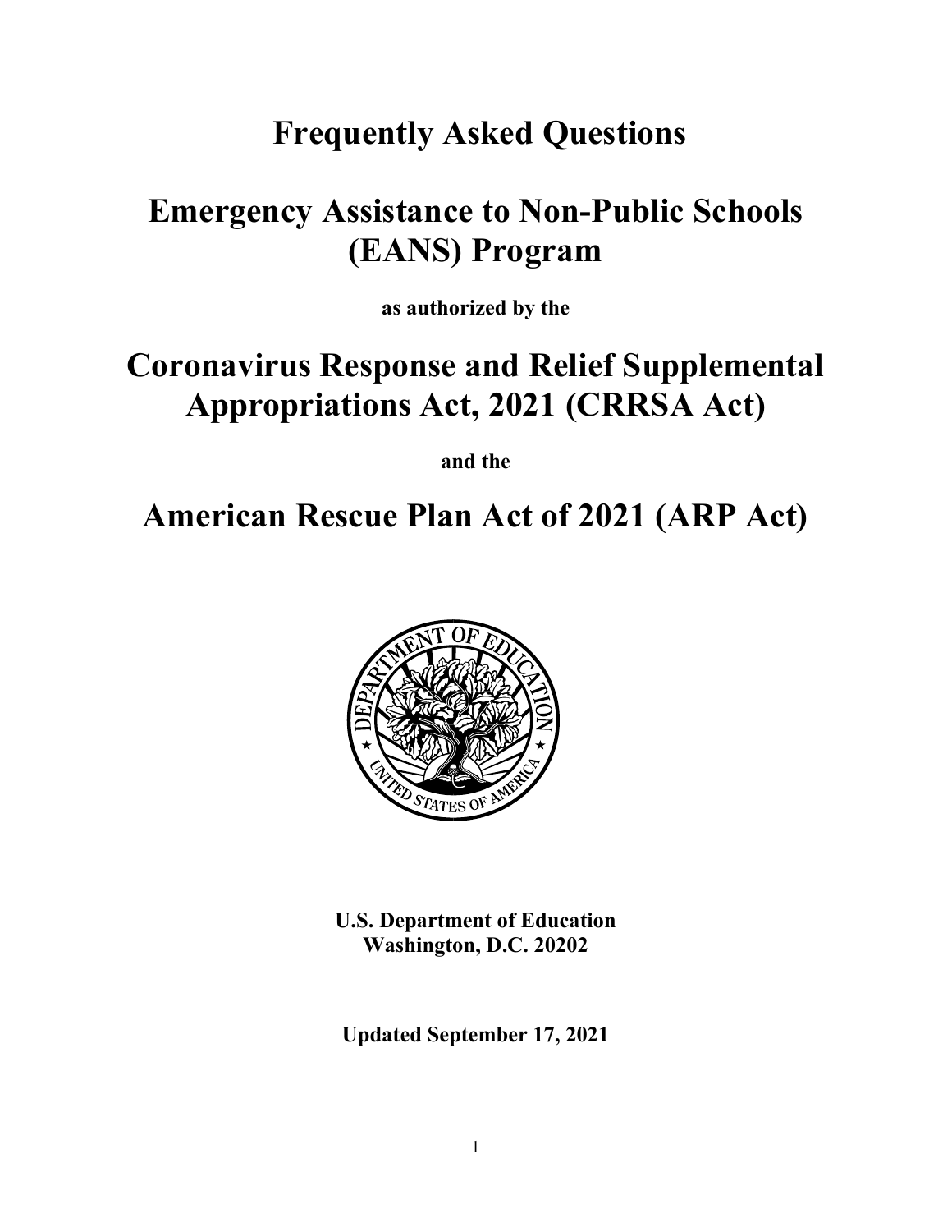# Frequently Asked Questions

# Emergency Assistance to Non-Public Schools (EANS) Program

**as authorized by the**

# Coronavirus Response and Relief Supplemental Appropriations Act, 2021 (CRRSA Act)

**and the**

# American Rescue Plan Act of 2021 (ARP Act)

**U.S. Department of Education**
**Washington, D.C. 20202**

**Updated September 17, 2021**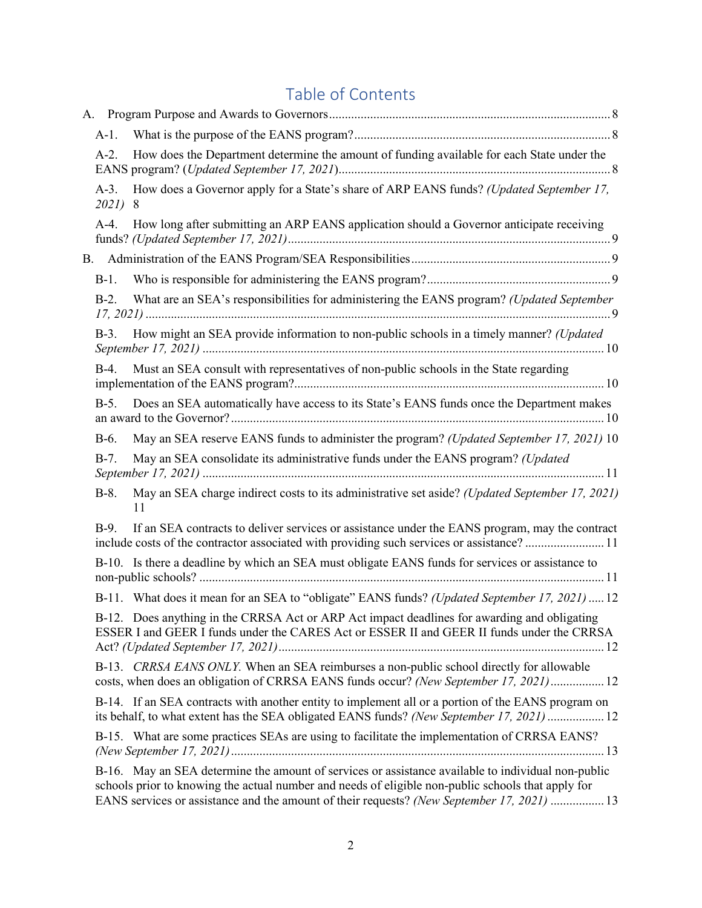# Table of Contents

A. Program Purpose and Awards to Governors ........ 8

- A-1. What is the purpose of the EANS program? ........ 8
- A-2. How does the Department determine the amount of funding available for each State under the EANS program? (*Updated September 17, 2021*) ........ 8
- A-3. How does a Governor apply for a State's share of ARP EANS funds? *(Updated September 17, 2021)* 8
- A-4. How long after submitting an ARP EANS application should a Governor anticipate receiving funds? *(Updated September 17, 2021)* ........ 9

B. Administration of the EANS Program/SEA Responsibilities ........ 9

- B-1. Who is responsible for administering the EANS program? ........ 9
- B-2. What are an SEA's responsibilities for administering the EANS program? *(Updated September 17, 2021)* ........ 9
- B-3. How might an SEA provide information to non-public schools in a timely manner? *(Updated September 17, 2021)* ........ 10
- B-4. Must an SEA consult with representatives of non-public schools in the State regarding implementation of the EANS program? ........ 10
- B-5. Does an SEA automatically have access to its State's EANS funds once the Department makes an award to the Governor? ........ 10
- B-6. May an SEA reserve EANS funds to administer the program? *(Updated September 17, 2021)* 10
- B-7. May an SEA consolidate its administrative funds under the EANS program? *(Updated September 17, 2021)* ........ 11
- B-8. May an SEA charge indirect costs to its administrative set aside? *(Updated September 17, 2021)* 11
- B-9. If an SEA contracts to deliver services or assistance under the EANS program, may the contract include costs of the contractor associated with providing such services or assistance? ........ 11
- B-10. Is there a deadline by which an SEA must obligate EANS funds for services or assistance to non-public schools? ........ 11
- B-11. What does it mean for an SEA to "obligate" EANS funds? *(Updated September 17, 2021)* ..... 12
- B-12. Does anything in the CRRSA Act or ARP Act impact deadlines for awarding and obligating ESSER I and GEER I funds under the CARES Act or ESSER II and GEER II funds under the CRRSA Act? *(Updated September 17, 2021)* ........ 12
- B-13. *CRRSA EANS ONLY.* When an SEA reimburses a non-public school directly for allowable costs, when does an obligation of CRRSA EANS funds occur? *(New September 17, 2021)* ........ 12
- B-14. If an SEA contracts with another entity to implement all or a portion of the EANS program on its behalf, to what extent has the SEA obligated EANS funds? *(New September 17, 2021)* ........ 12
- B-15. What are some practices SEAs are using to facilitate the implementation of CRRSA EANS? *(New September 17, 2021)* ........ 13
- B-16. May an SEA determine the amount of services or assistance available to individual non-public schools prior to knowing the actual number and needs of eligible non-public schools that apply for EANS services or assistance and the amount of their requests? *(New September 17, 2021)* ........ 13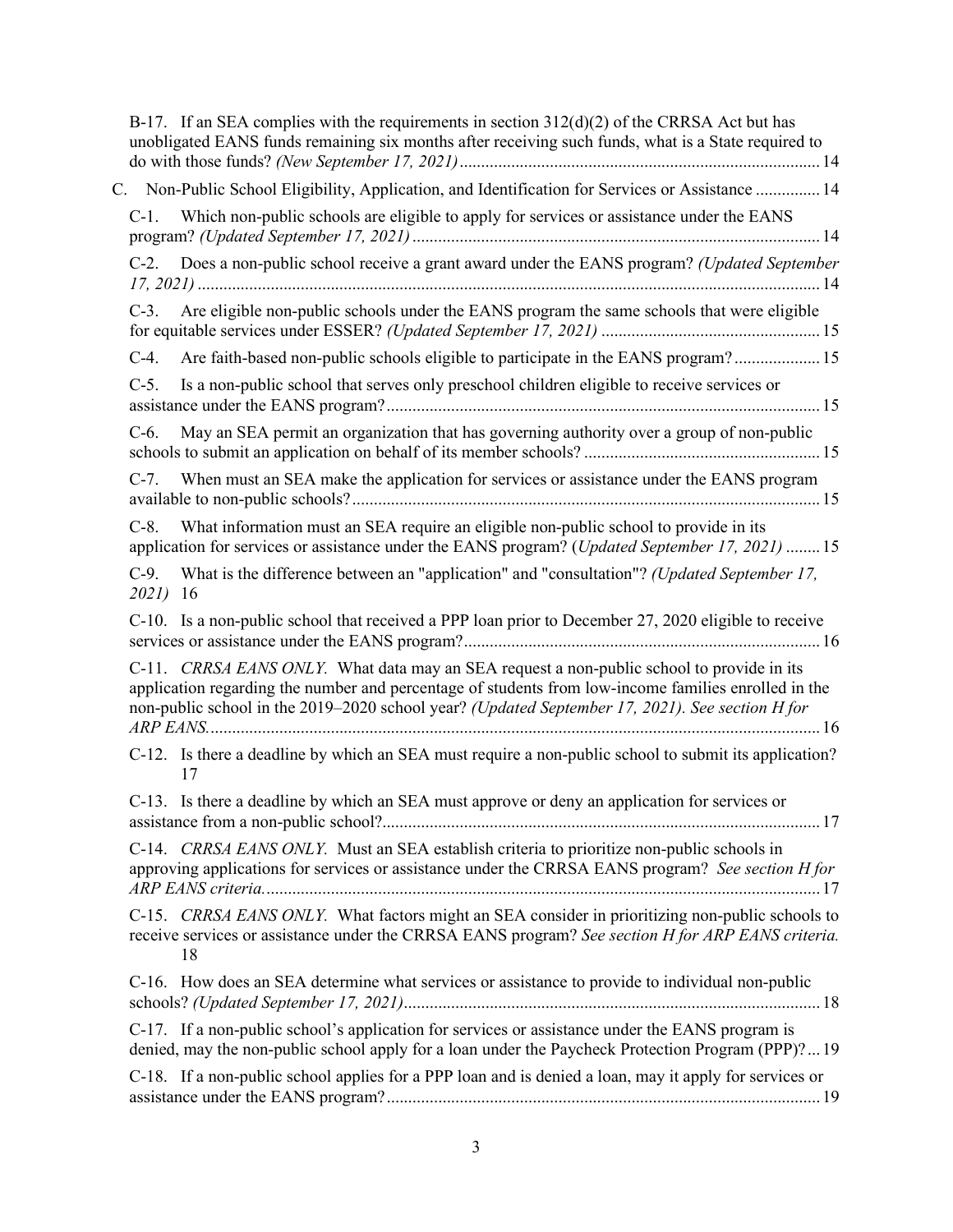B-17. If an SEA complies with the requirements in section 312(d)(2) of the CRRSA Act but has unobligated EANS funds remaining six months after receiving such funds, what is a State required to do with those funds? *(New September 17, 2021)* ....................................................................................... 14

C. Non-Public School Eligibility, Application, and Identification for Services or Assistance ............... 14

C-1. Which non-public schools are eligible to apply for services or assistance under the EANS program? *(Updated September 17, 2021)* ............................................................................................. 14

C-2. Does a non-public school receive a grant award under the EANS program? *(Updated September 17, 2021)* ............................................................................................................................................. 14

C-3. Are eligible non-public schools under the EANS program the same schools that were eligible for equitable services under ESSER? *(Updated September 17, 2021)* .................................................. 15

C-4. Are faith-based non-public schools eligible to participate in the EANS program? .................... 15

C-5. Is a non-public school that serves only preschool children eligible to receive services or assistance under the EANS program? .................................................................................................... 15

C-6. May an SEA permit an organization that has governing authority over a group of non-public schools to submit an application on behalf of its member schools? ....................................................... 15

C-7. When must an SEA make the application for services or assistance under the EANS program available to non-public schools? ............................................................................................................ 15

C-8. What information must an SEA require an eligible non-public school to provide in its application for services or assistance under the EANS program? (*Updated September 17, 2021*) ........ 15

C-9. What is the difference between an "application" and "consultation"? *(Updated September 17, 2021)* 16

C-10. Is a non-public school that received a PPP loan prior to December 27, 2020 eligible to receive services or assistance under the EANS program? .................................................................................. 16

C-11. *CRRSA EANS ONLY.* What data may an SEA request a non-public school to provide in its application regarding the number and percentage of students from low-income families enrolled in the non-public school in the 2019–2020 school year? *(Updated September 17, 2021). See section H for ARP EANS.* ............................................................................................................................................. 16

C-12. Is there a deadline by which an SEA must require a non-public school to submit its application? 17

C-13. Is there a deadline by which an SEA must approve or deny an application for services or assistance from a non-public school? ..................................................................................................... 17

C-14. *CRRSA EANS ONLY.* Must an SEA establish criteria to prioritize non-public schools in approving applications for services or assistance under the CRRSA EANS program? *See section H for ARP EANS criteria.* ................................................................................................................................ 17

C-15. *CRRSA EANS ONLY.* What factors might an SEA consider in prioritizing non-public schools to receive services or assistance under the CRRSA EANS program? *See section H for ARP EANS criteria.* 18

C-16. How does an SEA determine what services or assistance to provide to individual non-public schools? *(Updated September 17, 2021)* ................................................................................................ 18

C-17. If a non-public school's application for services or assistance under the EANS program is denied, may the non-public school apply for a loan under the Paycheck Protection Program (PPP)? ... 19

C-18. If a non-public school applies for a PPP loan and is denied a loan, may it apply for services or assistance under the EANS program? .................................................................................................... 19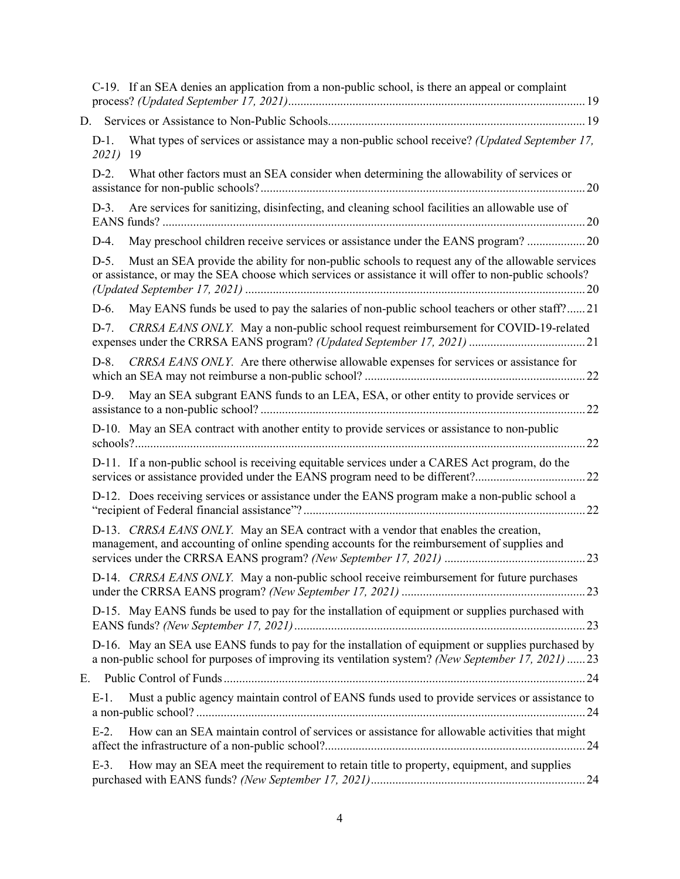C-19. If an SEA denies an application from a non-public school, is there an appeal or complaint process? *(Updated September 17, 2021)* ... 19

D. Services or Assistance to Non-Public Schools ... 19

D-1. What types of services or assistance may a non-public school receive? *(Updated September 17, 2021)* 19

D-2. What other factors must an SEA consider when determining the allowability of services or assistance for non-public schools? ... 20

D-3. Are services for sanitizing, disinfecting, and cleaning school facilities an allowable use of EANS funds? ... 20

D-4. May preschool children receive services or assistance under the EANS program? ... 20

D-5. Must an SEA provide the ability for non-public schools to request any of the allowable services or assistance, or may the SEA choose which services or assistance it will offer to non-public schools? *(Updated September 17, 2021)* ... 20

D-6. May EANS funds be used to pay the salaries of non-public school teachers or other staff? ... 21

D-7. *CRRSA EANS ONLY.* May a non-public school request reimbursement for COVID-19-related expenses under the CRRSA EANS program? *(Updated September 17, 2021)* ... 21

D-8. *CRRSA EANS ONLY.* Are there otherwise allowable expenses for services or assistance for which an SEA may not reimburse a non-public school? ... 22

D-9. May an SEA subgrant EANS funds to an LEA, ESA, or other entity to provide services or assistance to a non-public school? ... 22

D-10. May an SEA contract with another entity to provide services or assistance to non-public schools? ... 22

D-11. If a non-public school is receiving equitable services under a CARES Act program, do the services or assistance provided under the EANS program need to be different? ... 22

D-12. Does receiving services or assistance under the EANS program make a non-public school a "recipient of Federal financial assistance"? ... 22

D-13. *CRRSA EANS ONLY.* May an SEA contract with a vendor that enables the creation, management, and accounting of online spending accounts for the reimbursement of supplies and services under the CRRSA EANS program? *(New September 17, 2021)* ... 23

D-14. *CRRSA EANS ONLY.* May a non-public school receive reimbursement for future purchases under the CRRSA EANS program? *(New September 17, 2021)* ... 23

D-15. May EANS funds be used to pay for the installation of equipment or supplies purchased with EANS funds? *(New September 17, 2021)* ... 23

D-16. May an SEA use EANS funds to pay for the installation of equipment or supplies purchased by a non-public school for purposes of improving its ventilation system? *(New September 17, 2021)* ... 23

E. Public Control of Funds ... 24

E-1. Must a public agency maintain control of EANS funds used to provide services or assistance to a non-public school? ... 24

E-2. How can an SEA maintain control of services or assistance for allowable activities that might affect the infrastructure of a non-public school? ... 24

E-3. How may an SEA meet the requirement to retain title to property, equipment, and supplies purchased with EANS funds? *(New September 17, 2021)* ... 24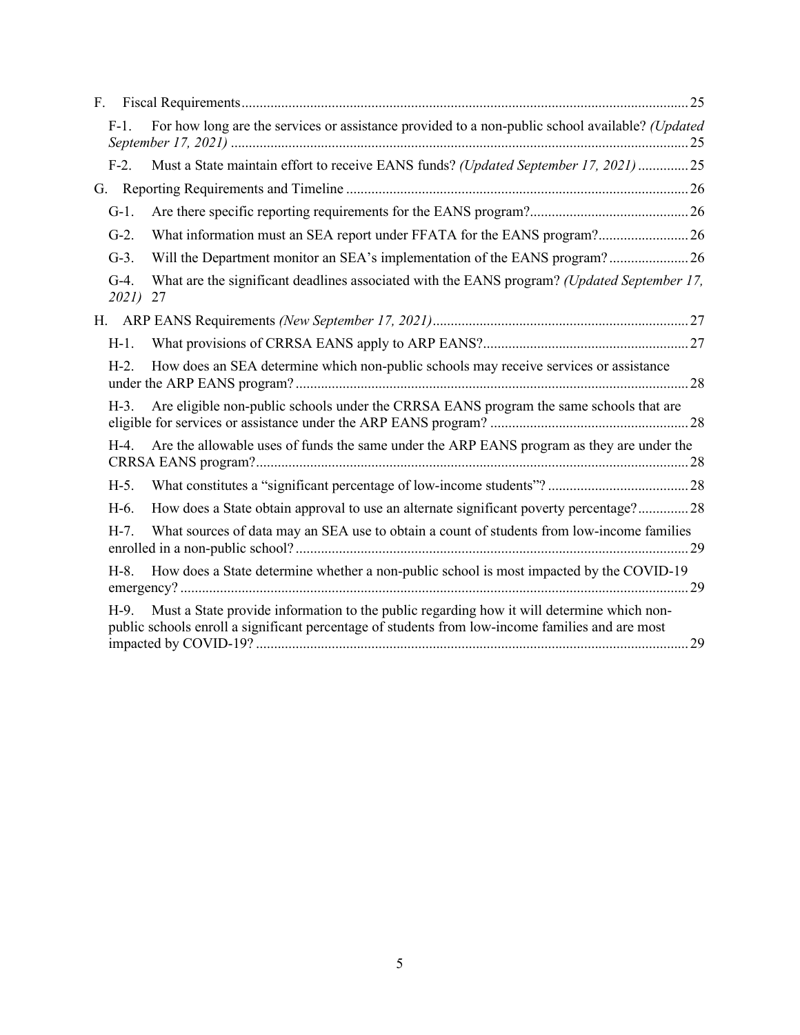F. Fiscal Requirements ........................................................................................................................ 25

- F-1. For how long are the services or assistance provided to a non-public school available? *(Updated September 17, 2021)* ........................................................................................................................ 25
- F-2. Must a State maintain effort to receive EANS funds? *(Updated September 17, 2021)* .............. 25

G. Reporting Requirements and Timeline ........................................................................................ 26

- G-1. Are there specific reporting requirements for the EANS program? ............................................ 26
- G-2. What information must an SEA report under FFATA for the EANS program? ......................... 26
- G-3. Will the Department monitor an SEA's implementation of the EANS program? ...................... 26
- G-4. What are the significant deadlines associated with the EANS program? *(Updated September 17, 2021)* 27

H. ARP EANS Requirements *(New September 17, 2021)* ................................................................. 27

- H-1. What provisions of CRRSA EANS apply to ARP EANS? ......................................................... 27
- H-2. How does an SEA determine which non-public schools may receive services or assistance under the ARP EANS program? ........................................................................................................ 28
- H-3. Are eligible non-public schools under the CRRSA EANS program the same schools that are eligible for services or assistance under the ARP EANS program? ................................................... 28
- H-4. Are the allowable uses of funds the same under the ARP EANS program as they are under the CRRSA EANS program? .................................................................................................................. 28
- H-5. What constitutes a "significant percentage of low-income students"? ....................................... 28
- H-6. How does a State obtain approval to use an alternate significant poverty percentage? .............. 28
- H-7. What sources of data may an SEA use to obtain a count of students from low-income families enrolled in a non-public school? ........................................................................................................ 29
- H-8. How does a State determine whether a non-public school is most impacted by the COVID-19 emergency? ........................................................................................................................................ 29
- H-9. Must a State provide information to the public regarding how it will determine which non-public schools enroll a significant percentage of students from low-income families and are most impacted by COVID-19? ..................................................................................................................... 29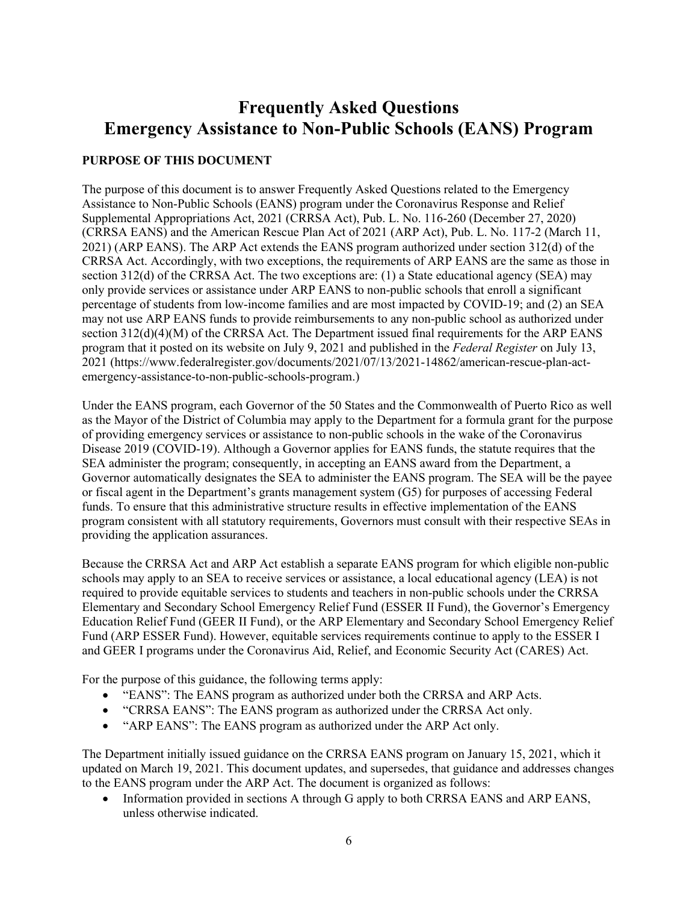# Frequently Asked Questions
# Emergency Assistance to Non-Public Schools (EANS) Program

**PURPOSE OF THIS DOCUMENT**

The purpose of this document is to answer Frequently Asked Questions related to the Emergency Assistance to Non-Public Schools (EANS) program under the Coronavirus Response and Relief Supplemental Appropriations Act, 2021 (CRRSA Act), Pub. L. No. 116-260 (December 27, 2020) (CRRSA EANS) and the American Rescue Plan Act of 2021 (ARP Act), Pub. L. No. 117-2 (March 11, 2021) (ARP EANS). The ARP Act extends the EANS program authorized under section 312(d) of the CRRSA Act. Accordingly, with two exceptions, the requirements of ARP EANS are the same as those in section 312(d) of the CRRSA Act. The two exceptions are: (1) a State educational agency (SEA) may only provide services or assistance under ARP EANS to non-public schools that enroll a significant percentage of students from low-income families and are most impacted by COVID-19; and (2) an SEA may not use ARP EANS funds to provide reimbursements to any non-public school as authorized under section 312(d)(4)(M) of the CRRSA Act. The Department issued final requirements for the ARP EANS program that it posted on its website on July 9, 2021 and published in the *Federal Register* on July 13, 2021 (https://www.federalregister.gov/documents/2021/07/13/2021-14862/american-rescue-plan-act-emergency-assistance-to-non-public-schools-program.)

Under the EANS program, each Governor of the 50 States and the Commonwealth of Puerto Rico as well as the Mayor of the District of Columbia may apply to the Department for a formula grant for the purpose of providing emergency services or assistance to non-public schools in the wake of the Coronavirus Disease 2019 (COVID-19). Although a Governor applies for EANS funds, the statute requires that the SEA administer the program; consequently, in accepting an EANS award from the Department, a Governor automatically designates the SEA to administer the EANS program. The SEA will be the payee or fiscal agent in the Department's grants management system (G5) for purposes of accessing Federal funds. To ensure that this administrative structure results in effective implementation of the EANS program consistent with all statutory requirements, Governors must consult with their respective SEAs in providing the application assurances.

Because the CRRSA Act and ARP Act establish a separate EANS program for which eligible non-public schools may apply to an SEA to receive services or assistance, a local educational agency (LEA) is not required to provide equitable services to students and teachers in non-public schools under the CRRSA Elementary and Secondary School Emergency Relief Fund (ESSER II Fund), the Governor's Emergency Education Relief Fund (GEER II Fund), or the ARP Elementary and Secondary School Emergency Relief Fund (ARP ESSER Fund). However, equitable services requirements continue to apply to the ESSER I and GEER I programs under the Coronavirus Aid, Relief, and Economic Security Act (CARES) Act.

For the purpose of this guidance, the following terms apply:

- "EANS": The EANS program as authorized under both the CRRSA and ARP Acts.
- "CRRSA EANS": The EANS program as authorized under the CRRSA Act only.
- "ARP EANS": The EANS program as authorized under the ARP Act only.

The Department initially issued guidance on the CRRSA EANS program on January 15, 2021, which it updated on March 19, 2021. This document updates, and supersedes, that guidance and addresses changes to the EANS program under the ARP Act. The document is organized as follows:

- Information provided in sections A through G apply to both CRRSA EANS and ARP EANS, unless otherwise indicated.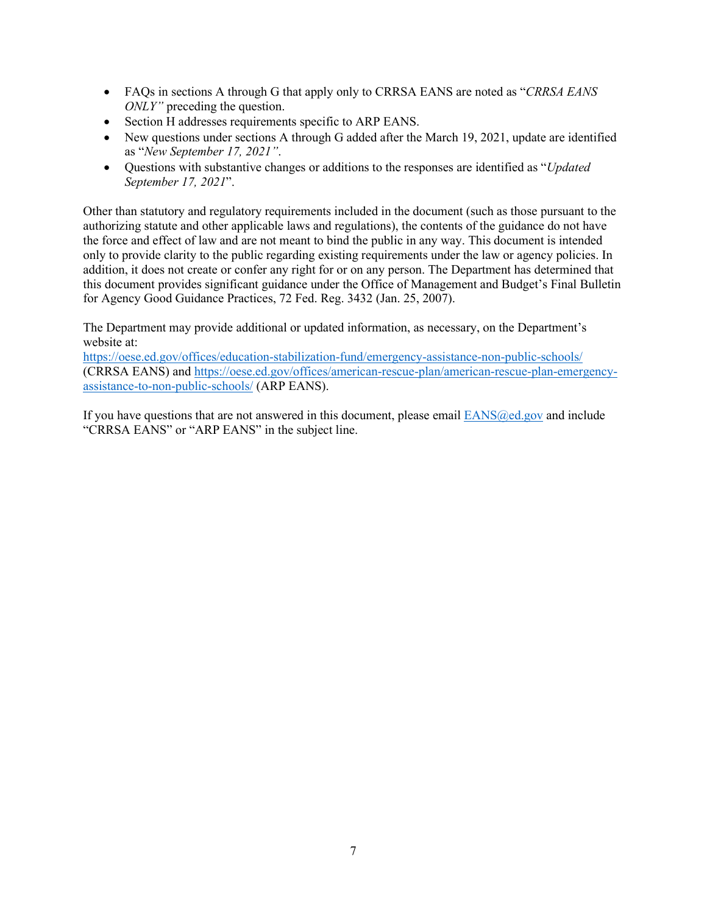- FAQs in sections A through G that apply only to CRRSA EANS are noted as "*CRRSA EANS ONLY"* preceding the question.
- Section H addresses requirements specific to ARP EANS.
- New questions under sections A through G added after the March 19, 2021, update are identified as "*New September 17, 2021"*.
- Questions with substantive changes or additions to the responses are identified as "*Updated September 17, 2021*".

Other than statutory and regulatory requirements included in the document (such as those pursuant to the authorizing statute and other applicable laws and regulations), the contents of the guidance do not have the force and effect of law and are not meant to bind the public in any way. This document is intended only to provide clarity to the public regarding existing requirements under the law or agency policies. In addition, it does not create or confer any right for or on any person. The Department has determined that this document provides significant guidance under the Office of Management and Budget's Final Bulletin for Agency Good Guidance Practices, 72 Fed. Reg. 3432 (Jan. 25, 2007).

The Department may provide additional or updated information, as necessary, on the Department's website at:
https://oese.ed.gov/offices/education-stabilization-fund/emergency-assistance-non-public-schools/ (CRRSA EANS) and https://oese.ed.gov/offices/american-rescue-plan/american-rescue-plan-emergency-assistance-to-non-public-schools/ (ARP EANS).

If you have questions that are not answered in this document, please email EANS@ed.gov and include "CRRSA EANS" or "ARP EANS" in the subject line.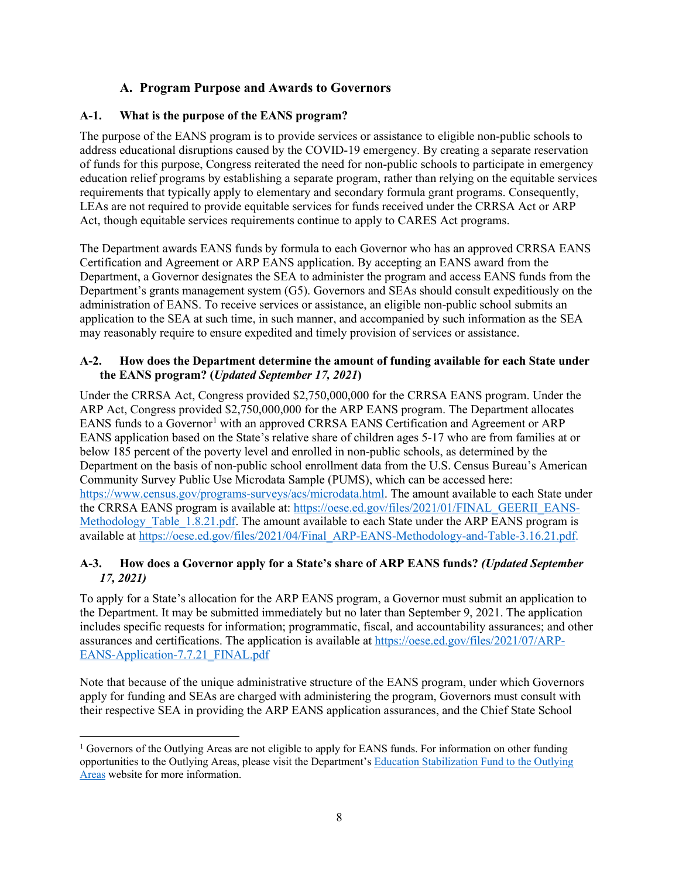## A. Program Purpose and Awards to Governors

### A-1. What is the purpose of the EANS program?

The purpose of the EANS program is to provide services or assistance to eligible non-public schools to address educational disruptions caused by the COVID-19 emergency. By creating a separate reservation of funds for this purpose, Congress reiterated the need for non-public schools to participate in emergency education relief programs by establishing a separate program, rather than relying on the equitable services requirements that typically apply to elementary and secondary formula grant programs. Consequently, LEAs are not required to provide equitable services for funds received under the CRRSA Act or ARP Act, though equitable services requirements continue to apply to CARES Act programs.

The Department awards EANS funds by formula to each Governor who has an approved CRRSA EANS Certification and Agreement or ARP EANS application. By accepting an EANS award from the Department, a Governor designates the SEA to administer the program and access EANS funds from the Department's grants management system (G5). Governors and SEAs should consult expeditiously on the administration of EANS. To receive services or assistance, an eligible non-public school submits an application to the SEA at such time, in such manner, and accompanied by such information as the SEA may reasonably require to ensure expedited and timely provision of services or assistance.

### A-2. How does the Department determine the amount of funding available for each State under the EANS program? (*Updated September 17, 2021*)

Under the CRRSA Act, Congress provided $2,750,000,000 for the CRRSA EANS program. Under the ARP Act, Congress provided $2,750,000,000 for the ARP EANS program. The Department allocates EANS funds to a Governor[1] with an approved CRRSA EANS Certification and Agreement or ARP EANS application based on the State's relative share of children ages 5-17 who are from families at or below 185 percent of the poverty level and enrolled in non-public schools, as determined by the Department on the basis of non-public school enrollment data from the U.S. Census Bureau's American Community Survey Public Use Microdata Sample (PUMS), which can be accessed here: https://www.census.gov/programs-surveys/acs/microdata.html. The amount available to each State under the CRRSA EANS program is available at: https://oese.ed.gov/files/2021/01/FINAL_GEERII_EANS-Methodology_Table_1.8.21.pdf. The amount available to each State under the ARP EANS program is available at https://oese.ed.gov/files/2021/04/Final_ARP-EANS-Methodology-and-Table-3.16.21.pdf.

### A-3. How does a Governor apply for a State's share of ARP EANS funds? *(Updated September 17, 2021)*

To apply for a State's allocation for the ARP EANS program, a Governor must submit an application to the Department. It may be submitted immediately but no later than September 9, 2021. The application includes specific requests for information; programmatic, fiscal, and accountability assurances; and other assurances and certifications. The application is available at https://oese.ed.gov/files/2021/07/ARP-EANS-Application-7.7.21_FINAL.pdf

Note that because of the unique administrative structure of the EANS program, under which Governors apply for funding and SEAs are charged with administering the program, Governors must consult with their respective SEA in providing the ARP EANS application assurances, and the Chief State School

---

[1] Governors of the Outlying Areas are not eligible to apply for EANS funds. For information on other funding opportunities to the Outlying Areas, please visit the Department's Education Stabilization Fund to the Outlying Areas website for more information.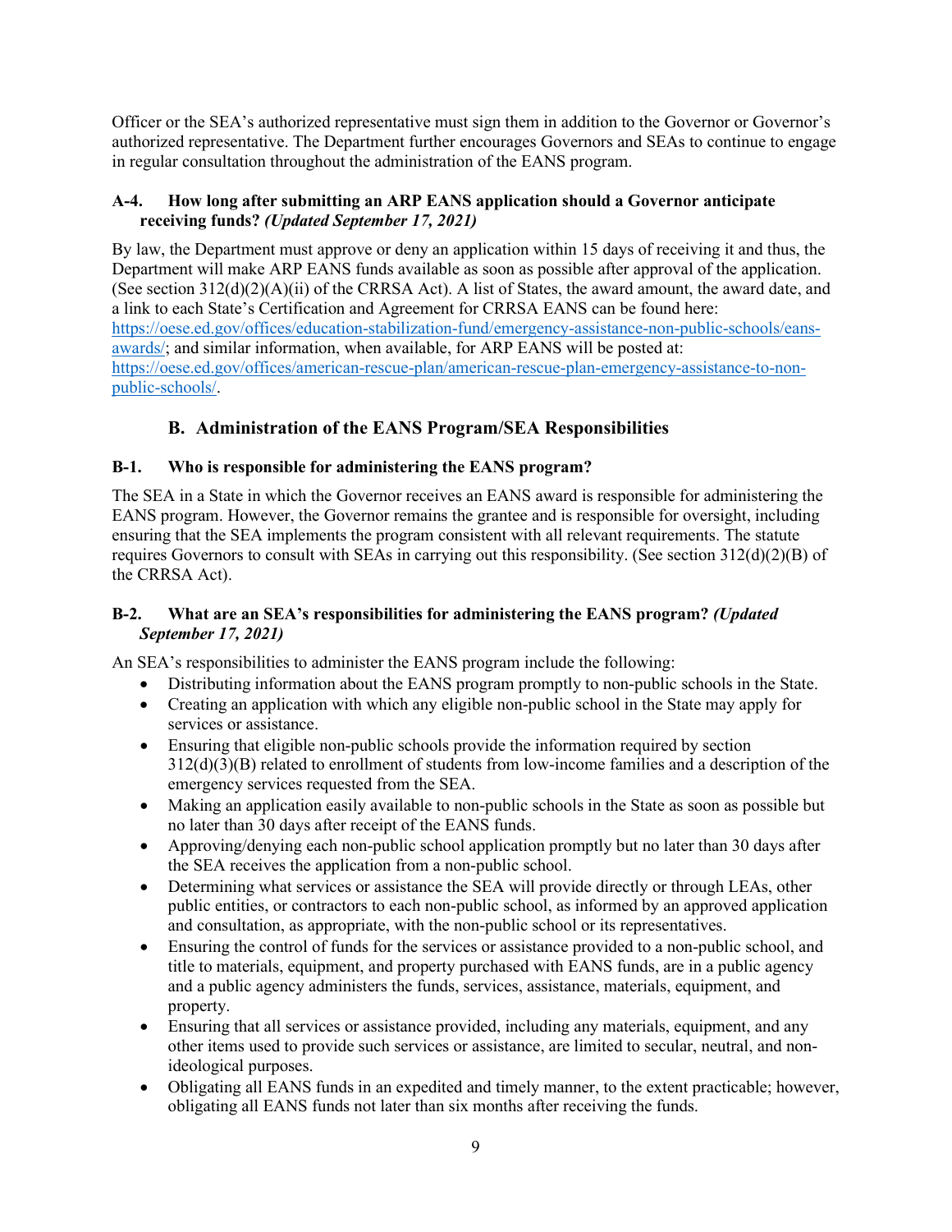Officer or the SEA's authorized representative must sign them in addition to the Governor or Governor's authorized representative. The Department further encourages Governors and SEAs to continue to engage in regular consultation throughout the administration of the EANS program.

### A-4. How long after submitting an ARP EANS application should a Governor anticipate receiving funds? *(Updated September 17, 2021)*

By law, the Department must approve or deny an application within 15 days of receiving it and thus, the Department will make ARP EANS funds available as soon as possible after approval of the application. (See section 312(d)(2)(A)(ii) of the CRRSA Act). A list of States, the award amount, the award date, and a link to each State's Certification and Agreement for CRRSA EANS can be found here: [https://oese.ed.gov/offices/education-stabilization-fund/emergency-assistance-non-public-schools/eans-awards/](https://oese.ed.gov/offices/education-stabilization-fund/emergency-assistance-non-public-schools/eans-awards/); and similar information, when available, for ARP EANS will be posted at: [https://oese.ed.gov/offices/american-rescue-plan/american-rescue-plan-emergency-assistance-to-non-public-schools/](https://oese.ed.gov/offices/american-rescue-plan/american-rescue-plan-emergency-assistance-to-non-public-schools/).

## B. Administration of the EANS Program/SEA Responsibilities

### B-1. Who is responsible for administering the EANS program?

The SEA in a State in which the Governor receives an EANS award is responsible for administering the EANS program. However, the Governor remains the grantee and is responsible for oversight, including ensuring that the SEA implements the program consistent with all relevant requirements. The statute requires Governors to consult with SEAs in carrying out this responsibility. (See section 312(d)(2)(B) of the CRRSA Act).

### B-2. What are an SEA's responsibilities for administering the EANS program? *(Updated September 17, 2021)*

An SEA's responsibilities to administer the EANS program include the following:

- Distributing information about the EANS program promptly to non-public schools in the State.
- Creating an application with which any eligible non-public school in the State may apply for services or assistance.
- Ensuring that eligible non-public schools provide the information required by section 312(d)(3)(B) related to enrollment of students from low-income families and a description of the emergency services requested from the SEA.
- Making an application easily available to non-public schools in the State as soon as possible but no later than 30 days after receipt of the EANS funds.
- Approving/denying each non-public school application promptly but no later than 30 days after the SEA receives the application from a non-public school.
- Determining what services or assistance the SEA will provide directly or through LEAs, other public entities, or contractors to each non-public school, as informed by an approved application and consultation, as appropriate, with the non-public school or its representatives.
- Ensuring the control of funds for the services or assistance provided to a non-public school, and title to materials, equipment, and property purchased with EANS funds, are in a public agency and a public agency administers the funds, services, assistance, materials, equipment, and property.
- Ensuring that all services or assistance provided, including any materials, equipment, and any other items used to provide such services or assistance, are limited to secular, neutral, and non-ideological purposes.
- Obligating all EANS funds in an expedited and timely manner, to the extent practicable; however, obligating all EANS funds not later than six months after receiving the funds.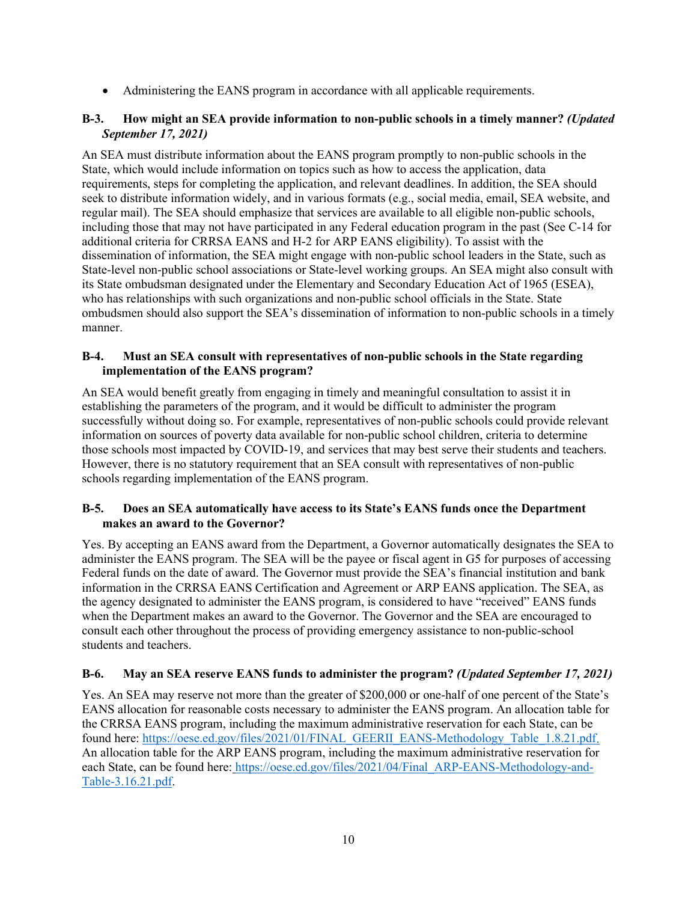- Administering the EANS program in accordance with all applicable requirements.

### B-3. How might an SEA provide information to non-public schools in a timely manner? *(Updated September 17, 2021)*

An SEA must distribute information about the EANS program promptly to non-public schools in the State, which would include information on topics such as how to access the application, data requirements, steps for completing the application, and relevant deadlines. In addition, the SEA should seek to distribute information widely, and in various formats (e.g., social media, email, SEA website, and regular mail). The SEA should emphasize that services are available to all eligible non-public schools, including those that may not have participated in any Federal education program in the past (See C-14 for additional criteria for CRRSA EANS and H-2 for ARP EANS eligibility). To assist with the dissemination of information, the SEA might engage with non-public school leaders in the State, such as State-level non-public school associations or State-level working groups. An SEA might also consult with its State ombudsman designated under the Elementary and Secondary Education Act of 1965 (ESEA), who has relationships with such organizations and non-public school officials in the State. State ombudsmen should also support the SEA's dissemination of information to non-public schools in a timely manner.

### B-4. Must an SEA consult with representatives of non-public schools in the State regarding implementation of the EANS program?

An SEA would benefit greatly from engaging in timely and meaningful consultation to assist it in establishing the parameters of the program, and it would be difficult to administer the program successfully without doing so. For example, representatives of non-public schools could provide relevant information on sources of poverty data available for non-public school children, criteria to determine those schools most impacted by COVID-19, and services that may best serve their students and teachers. However, there is no statutory requirement that an SEA consult with representatives of non-public schools regarding implementation of the EANS program.

### B-5. Does an SEA automatically have access to its State's EANS funds once the Department makes an award to the Governor?

Yes. By accepting an EANS award from the Department, a Governor automatically designates the SEA to administer the EANS program. The SEA will be the payee or fiscal agent in G5 for purposes of accessing Federal funds on the date of award. The Governor must provide the SEA's financial institution and bank information in the CRRSA EANS Certification and Agreement or ARP EANS application. The SEA, as the agency designated to administer the EANS program, is considered to have "received" EANS funds when the Department makes an award to the Governor. The Governor and the SEA are encouraged to consult each other throughout the process of providing emergency assistance to non-public-school students and teachers.

### B-6. May an SEA reserve EANS funds to administer the program? *(Updated September 17, 2021)*

Yes. An SEA may reserve not more than the greater of $200,000 or one-half of one percent of the State's EANS allocation for reasonable costs necessary to administer the EANS program. An allocation table for the CRRSA EANS program, including the maximum administrative reservation for each State, can be found here: https://oese.ed.gov/files/2021/01/FINAL_GEERII_EANS-Methodology_Table_1.8.21.pdf. An allocation table for the ARP EANS program, including the maximum administrative reservation for each State, can be found here: https://oese.ed.gov/files/2021/04/Final_ARP-EANS-Methodology-and-Table-3.16.21.pdf.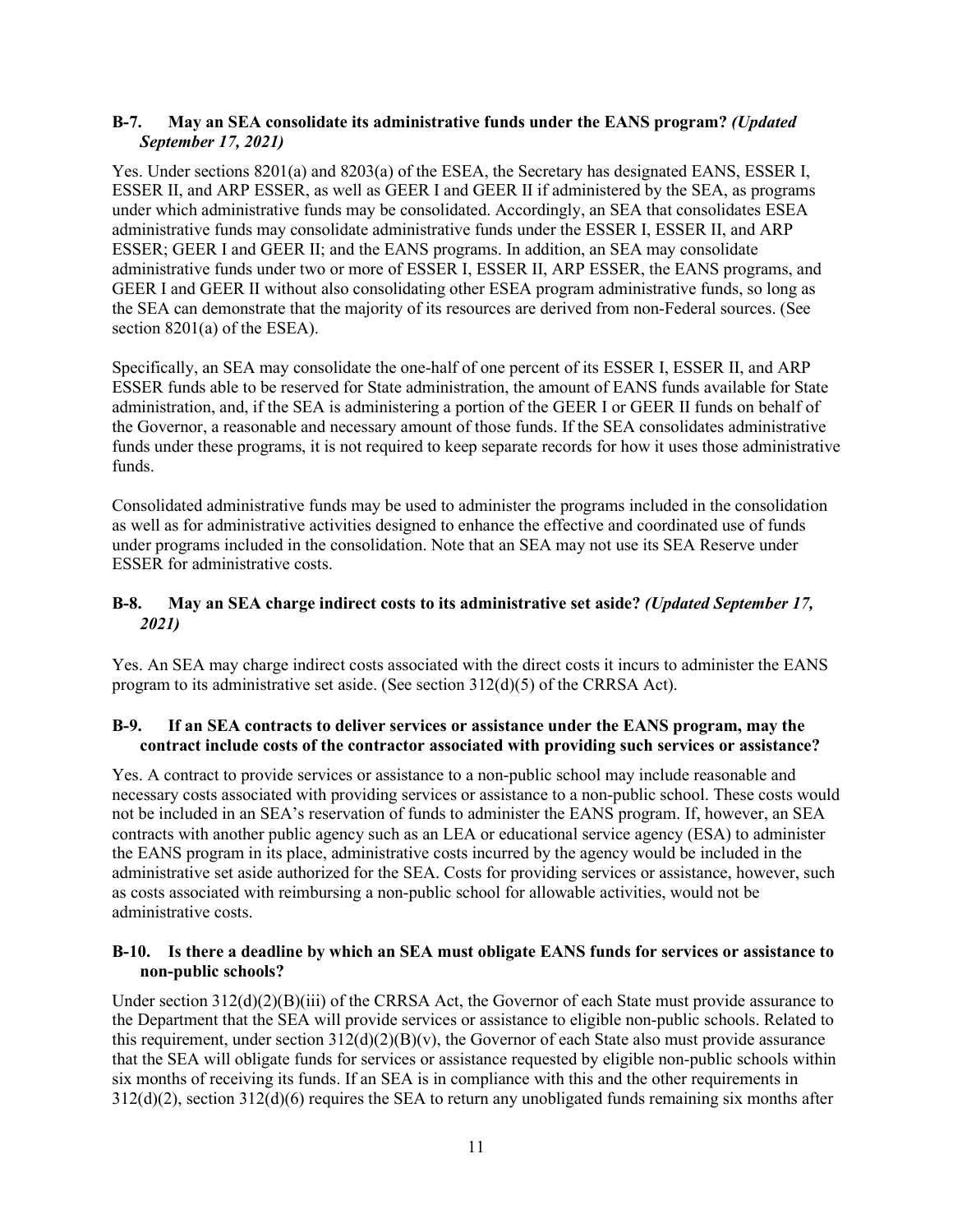### B-7. May an SEA consolidate its administrative funds under the EANS program? *(Updated September 17, 2021)*

Yes. Under sections 8201(a) and 8203(a) of the ESEA, the Secretary has designated EANS, ESSER I, ESSER II, and ARP ESSER, as well as GEER I and GEER II if administered by the SEA, as programs under which administrative funds may be consolidated. Accordingly, an SEA that consolidates ESEA administrative funds may consolidate administrative funds under the ESSER I, ESSER II, and ARP ESSER; GEER I and GEER II; and the EANS programs. In addition, an SEA may consolidate administrative funds under two or more of ESSER I, ESSER II, ARP ESSER, the EANS programs, and GEER I and GEER II without also consolidating other ESEA program administrative funds, so long as the SEA can demonstrate that the majority of its resources are derived from non-Federal sources. (See section 8201(a) of the ESEA).

Specifically, an SEA may consolidate the one-half of one percent of its ESSER I, ESSER II, and ARP ESSER funds able to be reserved for State administration, the amount of EANS funds available for State administration, and, if the SEA is administering a portion of the GEER I or GEER II funds on behalf of the Governor, a reasonable and necessary amount of those funds. If the SEA consolidates administrative funds under these programs, it is not required to keep separate records for how it uses those administrative funds.

Consolidated administrative funds may be used to administer the programs included in the consolidation as well as for administrative activities designed to enhance the effective and coordinated use of funds under programs included in the consolidation. Note that an SEA may not use its SEA Reserve under ESSER for administrative costs.

### B-8. May an SEA charge indirect costs to its administrative set aside? *(Updated September 17, 2021)*

Yes. An SEA may charge indirect costs associated with the direct costs it incurs to administer the EANS program to its administrative set aside. (See section 312(d)(5) of the CRRSA Act).

### B-9. If an SEA contracts to deliver services or assistance under the EANS program, may the contract include costs of the contractor associated with providing such services or assistance?

Yes. A contract to provide services or assistance to a non-public school may include reasonable and necessary costs associated with providing services or assistance to a non-public school. These costs would not be included in an SEA's reservation of funds to administer the EANS program. If, however, an SEA contracts with another public agency such as an LEA or educational service agency (ESA) to administer the EANS program in its place, administrative costs incurred by the agency would be included in the administrative set aside authorized for the SEA. Costs for providing services or assistance, however, such as costs associated with reimbursing a non-public school for allowable activities, would not be administrative costs.

### B-10. Is there a deadline by which an SEA must obligate EANS funds for services or assistance to non-public schools?

Under section 312(d)(2)(B)(iii) of the CRRSA Act, the Governor of each State must provide assurance to the Department that the SEA will provide services or assistance to eligible non-public schools. Related to this requirement, under section 312(d)(2)(B)(v), the Governor of each State also must provide assurance that the SEA will obligate funds for services or assistance requested by eligible non-public schools within six months of receiving its funds. If an SEA is in compliance with this and the other requirements in 312(d)(2), section 312(d)(6) requires the SEA to return any unobligated funds remaining six months after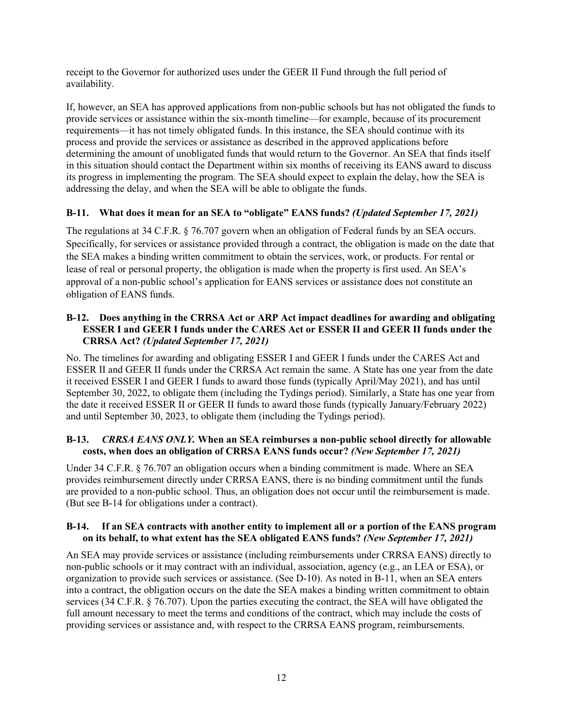receipt to the Governor for authorized uses under the GEER II Fund through the full period of availability.

If, however, an SEA has approved applications from non-public schools but has not obligated the funds to provide services or assistance within the six-month timeline—for example, because of its procurement requirements—it has not timely obligated funds. In this instance, the SEA should continue with its process and provide the services or assistance as described in the approved applications before determining the amount of unobligated funds that would return to the Governor. An SEA that finds itself in this situation should contact the Department within six months of receiving its EANS award to discuss its progress in implementing the program. The SEA should expect to explain the delay, how the SEA is addressing the delay, and when the SEA will be able to obligate the funds.

### B-11. What does it mean for an SEA to "obligate" EANS funds? *(Updated September 17, 2021)*

The regulations at 34 C.F.R. § 76.707 govern when an obligation of Federal funds by an SEA occurs. Specifically, for services or assistance provided through a contract, the obligation is made on the date that the SEA makes a binding written commitment to obtain the services, work, or products. For rental or lease of real or personal property, the obligation is made when the property is first used. An SEA's approval of a non-public school's application for EANS services or assistance does not constitute an obligation of EANS funds.

### B-12. Does anything in the CRRSA Act or ARP Act impact deadlines for awarding and obligating ESSER I and GEER I funds under the CARES Act or ESSER II and GEER II funds under the CRRSA Act? *(Updated September 17, 2021)*

No. The timelines for awarding and obligating ESSER I and GEER I funds under the CARES Act and ESSER II and GEER II funds under the CRRSA Act remain the same. A State has one year from the date it received ESSER I and GEER I funds to award those funds (typically April/May 2021), and has until September 30, 2022, to obligate them (including the Tydings period). Similarly, a State has one year from the date it received ESSER II or GEER II funds to award those funds (typically January/February 2022) and until September 30, 2023, to obligate them (including the Tydings period).

### B-13. *CRRSA EANS ONLY.* When an SEA reimburses a non-public school directly for allowable costs, when does an obligation of CRRSA EANS funds occur? *(New September 17, 2021)*

Under 34 C.F.R. § 76.707 an obligation occurs when a binding commitment is made. Where an SEA provides reimbursement directly under CRRSA EANS, there is no binding commitment until the funds are provided to a non-public school. Thus, an obligation does not occur until the reimbursement is made. (But see B-14 for obligations under a contract).

### B-14. If an SEA contracts with another entity to implement all or a portion of the EANS program on its behalf, to what extent has the SEA obligated EANS funds? *(New September 17, 2021)*

An SEA may provide services or assistance (including reimbursements under CRRSA EANS) directly to non-public schools or it may contract with an individual, association, agency (e.g., an LEA or ESA), or organization to provide such services or assistance. (See D-10). As noted in B-11, when an SEA enters into a contract, the obligation occurs on the date the SEA makes a binding written commitment to obtain services (34 C.F.R. § 76.707). Upon the parties executing the contract, the SEA will have obligated the full amount necessary to meet the terms and conditions of the contract, which may include the costs of providing services or assistance and, with respect to the CRRSA EANS program, reimbursements.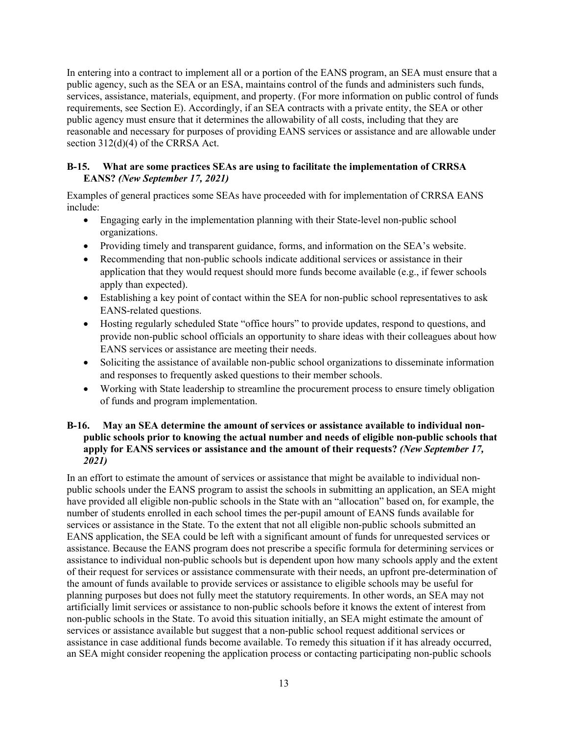In entering into a contract to implement all or a portion of the EANS program, an SEA must ensure that a public agency, such as the SEA or an ESA, maintains control of the funds and administers such funds, services, assistance, materials, equipment, and property. (For more information on public control of funds requirements, see Section E). Accordingly, if an SEA contracts with a private entity, the SEA or other public agency must ensure that it determines the allowability of all costs, including that they are reasonable and necessary for purposes of providing EANS services or assistance and are allowable under section 312(d)(4) of the CRRSA Act.

### B-15. What are some practices SEAs are using to facilitate the implementation of CRRSA EANS? *(New September 17, 2021)*

Examples of general practices some SEAs have proceeded with for implementation of CRRSA EANS include:

- Engaging early in the implementation planning with their State-level non-public school organizations.
- Providing timely and transparent guidance, forms, and information on the SEA's website.
- Recommending that non-public schools indicate additional services or assistance in their application that they would request should more funds become available (e.g., if fewer schools apply than expected).
- Establishing a key point of contact within the SEA for non-public school representatives to ask EANS-related questions.
- Hosting regularly scheduled State "office hours" to provide updates, respond to questions, and provide non-public school officials an opportunity to share ideas with their colleagues about how EANS services or assistance are meeting their needs.
- Soliciting the assistance of available non-public school organizations to disseminate information and responses to frequently asked questions to their member schools.
- Working with State leadership to streamline the procurement process to ensure timely obligation of funds and program implementation.

### B-16. May an SEA determine the amount of services or assistance available to individual non-public schools prior to knowing the actual number and needs of eligible non-public schools that apply for EANS services or assistance and the amount of their requests? *(New September 17, 2021)*

In an effort to estimate the amount of services or assistance that might be available to individual non-public schools under the EANS program to assist the schools in submitting an application, an SEA might have provided all eligible non-public schools in the State with an "allocation" based on, for example, the number of students enrolled in each school times the per-pupil amount of EANS funds available for services or assistance in the State. To the extent that not all eligible non-public schools submitted an EANS application, the SEA could be left with a significant amount of funds for unrequested services or assistance. Because the EANS program does not prescribe a specific formula for determining services or assistance to individual non-public schools but is dependent upon how many schools apply and the extent of their request for services or assistance commensurate with their needs, an upfront pre-determination of the amount of funds available to provide services or assistance to eligible schools may be useful for planning purposes but does not fully meet the statutory requirements. In other words, an SEA may not artificially limit services or assistance to non-public schools before it knows the extent of interest from non-public schools in the State. To avoid this situation initially, an SEA might estimate the amount of services or assistance available but suggest that a non-public school request additional services or assistance in case additional funds become available. To remedy this situation if it has already occurred, an SEA might consider reopening the application process or contacting participating non-public schools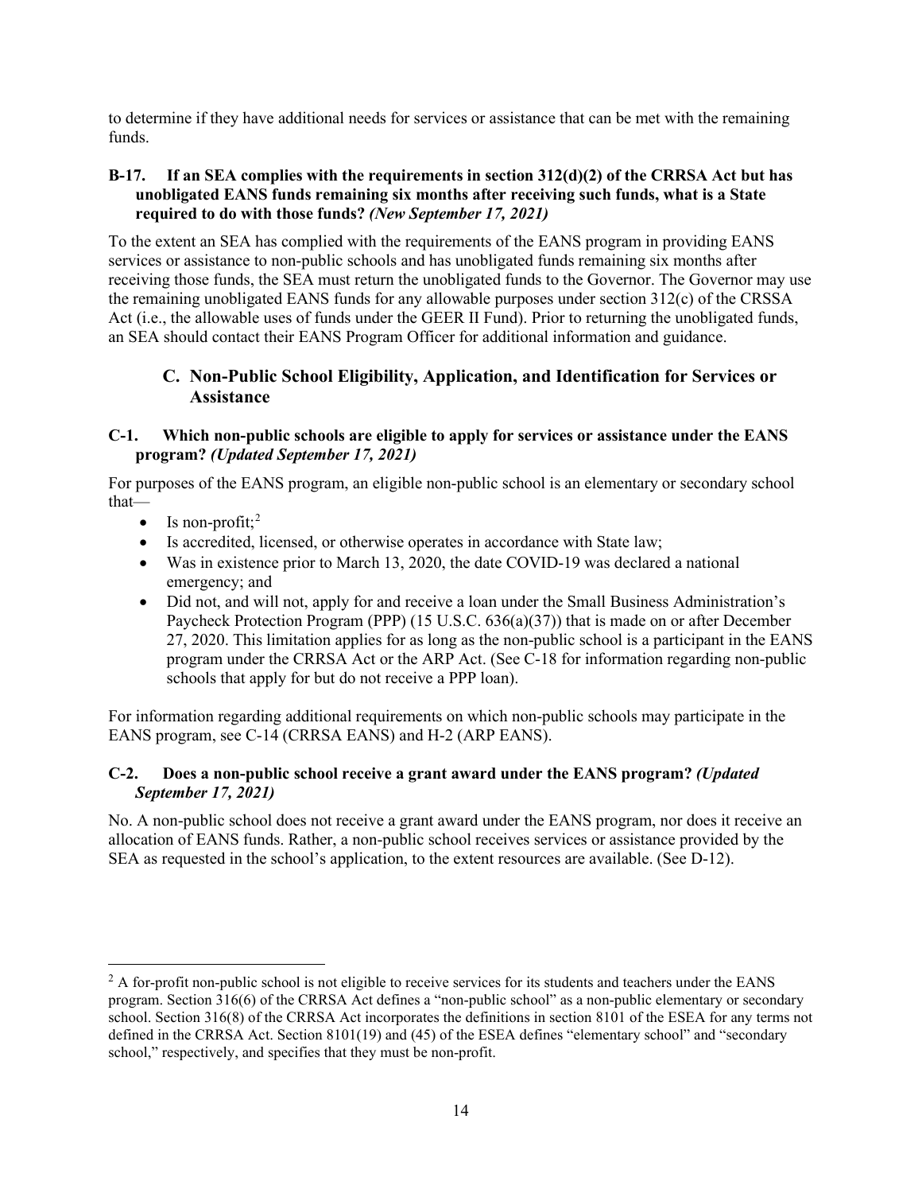to determine if they have additional needs for services or assistance that can be met with the remaining funds.

**B-17. If an SEA complies with the requirements in section 312(d)(2) of the CRRSA Act but has unobligated EANS funds remaining six months after receiving such funds, what is a State required to do with those funds?** ***(New September 17, 2021)***

To the extent an SEA has complied with the requirements of the EANS program in providing EANS services or assistance to non-public schools and has unobligated funds remaining six months after receiving those funds, the SEA must return the unobligated funds to the Governor. The Governor may use the remaining unobligated EANS funds for any allowable purposes under section 312(c) of the CRSSA Act (i.e., the allowable uses of funds under the GEER II Fund). Prior to returning the unobligated funds, an SEA should contact their EANS Program Officer for additional information and guidance.

## C. Non-Public School Eligibility, Application, and Identification for Services or Assistance

**C-1. Which non-public schools are eligible to apply for services or assistance under the EANS program?** ***(Updated September 17, 2021)***

For purposes of the EANS program, an eligible non-public school is an elementary or secondary school that—

- Is non-profit;[2]
- Is accredited, licensed, or otherwise operates in accordance with State law;
- Was in existence prior to March 13, 2020, the date COVID-19 was declared a national emergency; and
- Did not, and will not, apply for and receive a loan under the Small Business Administration's Paycheck Protection Program (PPP) (15 U.S.C. 636(a)(37)) that is made on or after December 27, 2020. This limitation applies for as long as the non-public school is a participant in the EANS program under the CRRSA Act or the ARP Act. (See C-18 for information regarding non-public schools that apply for but do not receive a PPP loan).

For information regarding additional requirements on which non-public schools may participate in the EANS program, see C-14 (CRRSA EANS) and H-2 (ARP EANS).

**C-2. Does a non-public school receive a grant award under the EANS program?** ***(Updated September 17, 2021)***

No. A non-public school does not receive a grant award under the EANS program, nor does it receive an allocation of EANS funds. Rather, a non-public school receives services or assistance provided by the SEA as requested in the school's application, to the extent resources are available. (See D-12).

---

[2] A for-profit non-public school is not eligible to receive services for its students and teachers under the EANS program. Section 316(6) of the CRRSA Act defines a "non-public school" as a non-public elementary or secondary school. Section 316(8) of the CRRSA Act incorporates the definitions in section 8101 of the ESEA for any terms not defined in the CRRSA Act. Section 8101(19) and (45) of the ESEA defines "elementary school" and "secondary school," respectively, and specifies that they must be non-profit.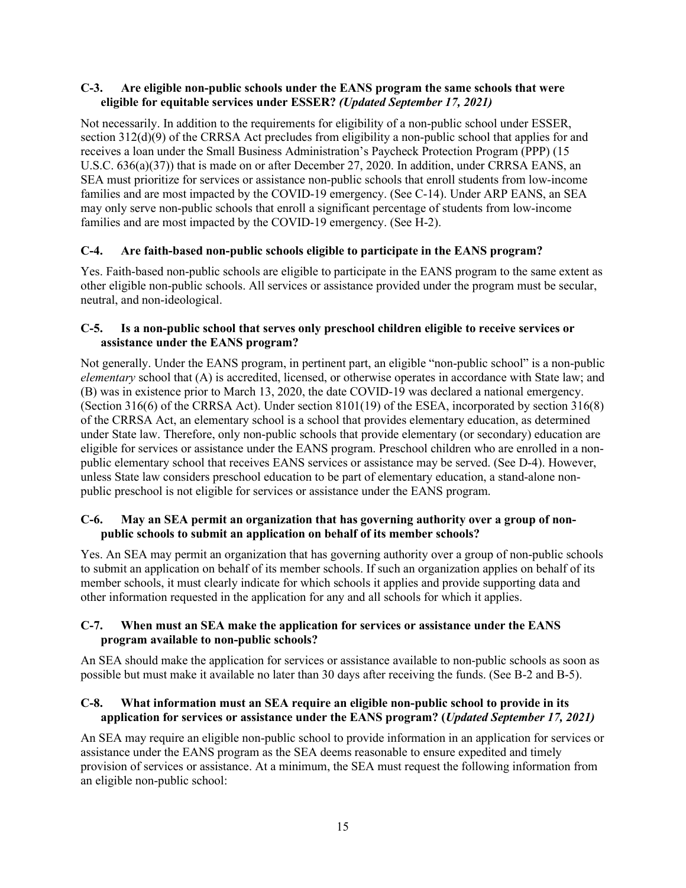### C-3. Are eligible non-public schools under the EANS program the same schools that were eligible for equitable services under ESSER? *(Updated September 17, 2021)*

Not necessarily. In addition to the requirements for eligibility of a non-public school under ESSER, section 312(d)(9) of the CRRSA Act precludes from eligibility a non-public school that applies for and receives a loan under the Small Business Administration's Paycheck Protection Program (PPP) (15 U.S.C. 636(a)(37)) that is made on or after December 27, 2020. In addition, under CRRSA EANS, an SEA must prioritize for services or assistance non-public schools that enroll students from low-income families and are most impacted by the COVID-19 emergency. (See C-14). Under ARP EANS, an SEA may only serve non-public schools that enroll a significant percentage of students from low-income families and are most impacted by the COVID-19 emergency. (See H-2).

### C-4. Are faith-based non-public schools eligible to participate in the EANS program?

Yes. Faith-based non-public schools are eligible to participate in the EANS program to the same extent as other eligible non-public schools. All services or assistance provided under the program must be secular, neutral, and non-ideological.

### C-5. Is a non-public school that serves only preschool children eligible to receive services or assistance under the EANS program?

Not generally. Under the EANS program, in pertinent part, an eligible "non-public school" is a non-public *elementary* school that (A) is accredited, licensed, or otherwise operates in accordance with State law; and (B) was in existence prior to March 13, 2020, the date COVID-19 was declared a national emergency. (Section 316(6) of the CRRSA Act). Under section 8101(19) of the ESEA, incorporated by section 316(8) of the CRRSA Act, an elementary school is a school that provides elementary education, as determined under State law. Therefore, only non-public schools that provide elementary (or secondary) education are eligible for services or assistance under the EANS program. Preschool children who are enrolled in a non-public elementary school that receives EANS services or assistance may be served. (See D-4). However, unless State law considers preschool education to be part of elementary education, a stand-alone non-public preschool is not eligible for services or assistance under the EANS program.

### C-6. May an SEA permit an organization that has governing authority over a group of non-public schools to submit an application on behalf of its member schools?

Yes. An SEA may permit an organization that has governing authority over a group of non-public schools to submit an application on behalf of its member schools. If such an organization applies on behalf of its member schools, it must clearly indicate for which schools it applies and provide supporting data and other information requested in the application for any and all schools for which it applies.

### C-7. When must an SEA make the application for services or assistance under the EANS program available to non-public schools?

An SEA should make the application for services or assistance available to non-public schools as soon as possible but must make it available no later than 30 days after receiving the funds. (See B-2 and B-5).

### C-8. What information must an SEA require an eligible non-public school to provide in its application for services or assistance under the EANS program? *(Updated September 17, 2021)*

An SEA may require an eligible non-public school to provide information in an application for services or assistance under the EANS program as the SEA deems reasonable to ensure expedited and timely provision of services or assistance. At a minimum, the SEA must request the following information from an eligible non-public school: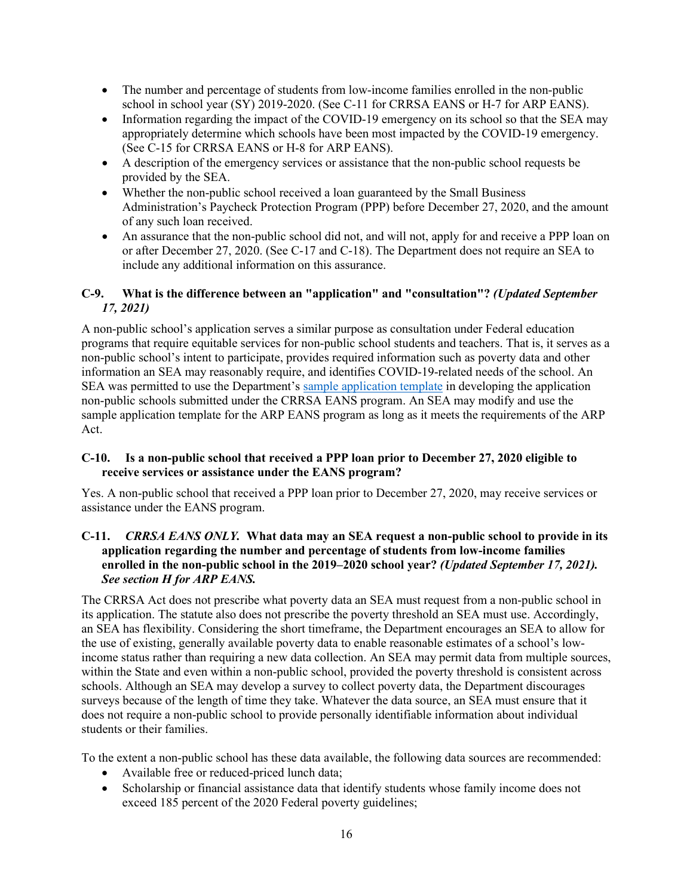- The number and percentage of students from low-income families enrolled in the non-public school in school year (SY) 2019-2020. (See C-11 for CRRSA EANS or H-7 for ARP EANS).
- Information regarding the impact of the COVID-19 emergency on its school so that the SEA may appropriately determine which schools have been most impacted by the COVID-19 emergency. (See C-15 for CRRSA EANS or H-8 for ARP EANS).
- A description of the emergency services or assistance that the non-public school requests be provided by the SEA.
- Whether the non-public school received a loan guaranteed by the Small Business Administration's Paycheck Protection Program (PPP) before December 27, 2020, and the amount of any such loan received.
- An assurance that the non-public school did not, and will not, apply for and receive a PPP loan on or after December 27, 2020. (See C-17 and C-18). The Department does not require an SEA to include any additional information on this assurance.

### C-9. What is the difference between an "application" and "consultation"? *(Updated September 17, 2021)*

A non-public school's application serves a similar purpose as consultation under Federal education programs that require equitable services for non-public school students and teachers. That is, it serves as a non-public school's intent to participate, provides required information such as poverty data and other information an SEA may reasonably require, and identifies COVID-19-related needs of the school. An SEA was permitted to use the Department's sample application template in developing the application non-public schools submitted under the CRRSA EANS program. An SEA may modify and use the sample application template for the ARP EANS program as long as it meets the requirements of the ARP Act.

### C-10. Is a non-public school that received a PPP loan prior to December 27, 2020 eligible to receive services or assistance under the EANS program?

Yes. A non-public school that received a PPP loan prior to December 27, 2020, may receive services or assistance under the EANS program.

### C-11. *CRRSA EANS ONLY.* What data may an SEA request a non-public school to provide in its application regarding the number and percentage of students from low-income families enrolled in the non-public school in the 2019–2020 school year? *(Updated September 17, 2021). See section H for ARP EANS.*

The CRRSA Act does not prescribe what poverty data an SEA must request from a non-public school in its application. The statute also does not prescribe the poverty threshold an SEA must use. Accordingly, an SEA has flexibility. Considering the short timeframe, the Department encourages an SEA to allow for the use of existing, generally available poverty data to enable reasonable estimates of a school's low-income status rather than requiring a new data collection. An SEA may permit data from multiple sources, within the State and even within a non-public school, provided the poverty threshold is consistent across schools. Although an SEA may develop a survey to collect poverty data, the Department discourages surveys because of the length of time they take. Whatever the data source, an SEA must ensure that it does not require a non-public school to provide personally identifiable information about individual students or their families.

To the extent a non-public school has these data available, the following data sources are recommended:

- Available free or reduced-priced lunch data;
- Scholarship or financial assistance data that identify students whose family income does not exceed 185 percent of the 2020 Federal poverty guidelines;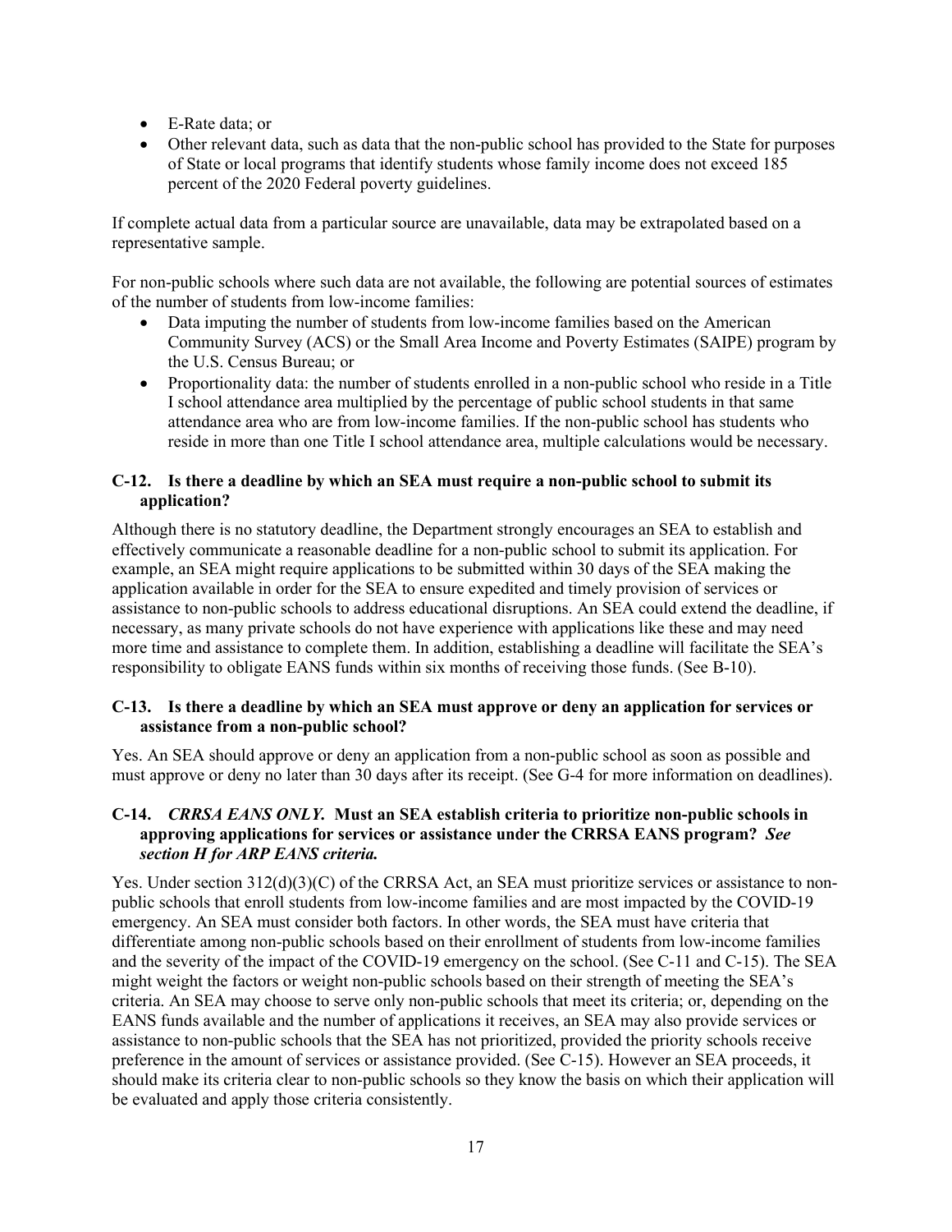- E-Rate data; or
- Other relevant data, such as data that the non-public school has provided to the State for purposes of State or local programs that identify students whose family income does not exceed 185 percent of the 2020 Federal poverty guidelines.

If complete actual data from a particular source are unavailable, data may be extrapolated based on a representative sample.

For non-public schools where such data are not available, the following are potential sources of estimates of the number of students from low-income families:

- Data imputing the number of students from low-income families based on the American Community Survey (ACS) or the Small Area Income and Poverty Estimates (SAIPE) program by the U.S. Census Bureau; or
- Proportionality data: the number of students enrolled in a non-public school who reside in a Title I school attendance area multiplied by the percentage of public school students in that same attendance area who are from low-income families. If the non-public school has students who reside in more than one Title I school attendance area, multiple calculations would be necessary.

### C-12. Is there a deadline by which an SEA must require a non-public school to submit its application?

Although there is no statutory deadline, the Department strongly encourages an SEA to establish and effectively communicate a reasonable deadline for a non-public school to submit its application. For example, an SEA might require applications to be submitted within 30 days of the SEA making the application available in order for the SEA to ensure expedited and timely provision of services or assistance to non-public schools to address educational disruptions. An SEA could extend the deadline, if necessary, as many private schools do not have experience with applications like these and may need more time and assistance to complete them. In addition, establishing a deadline will facilitate the SEA's responsibility to obligate EANS funds within six months of receiving those funds. (See B-10).

### C-13. Is there a deadline by which an SEA must approve or deny an application for services or assistance from a non-public school?

Yes. An SEA should approve or deny an application from a non-public school as soon as possible and must approve or deny no later than 30 days after its receipt. (See G-4 for more information on deadlines).

### C-14. *CRRSA EANS ONLY.* Must an SEA establish criteria to prioritize non-public schools in approving applications for services or assistance under the CRRSA EANS program? *See section H for ARP EANS criteria.*

Yes. Under section 312(d)(3)(C) of the CRRSA Act, an SEA must prioritize services or assistance to non-public schools that enroll students from low-income families and are most impacted by the COVID-19 emergency. An SEA must consider both factors. In other words, the SEA must have criteria that differentiate among non-public schools based on their enrollment of students from low-income families and the severity of the impact of the COVID-19 emergency on the school. (See C-11 and C-15). The SEA might weight the factors or weight non-public schools based on their strength of meeting the SEA's criteria. An SEA may choose to serve only non-public schools that meet its criteria; or, depending on the EANS funds available and the number of applications it receives, an SEA may also provide services or assistance to non-public schools that the SEA has not prioritized, provided the priority schools receive preference in the amount of services or assistance provided. (See C-15). However an SEA proceeds, it should make its criteria clear to non-public schools so they know the basis on which their application will be evaluated and apply those criteria consistently.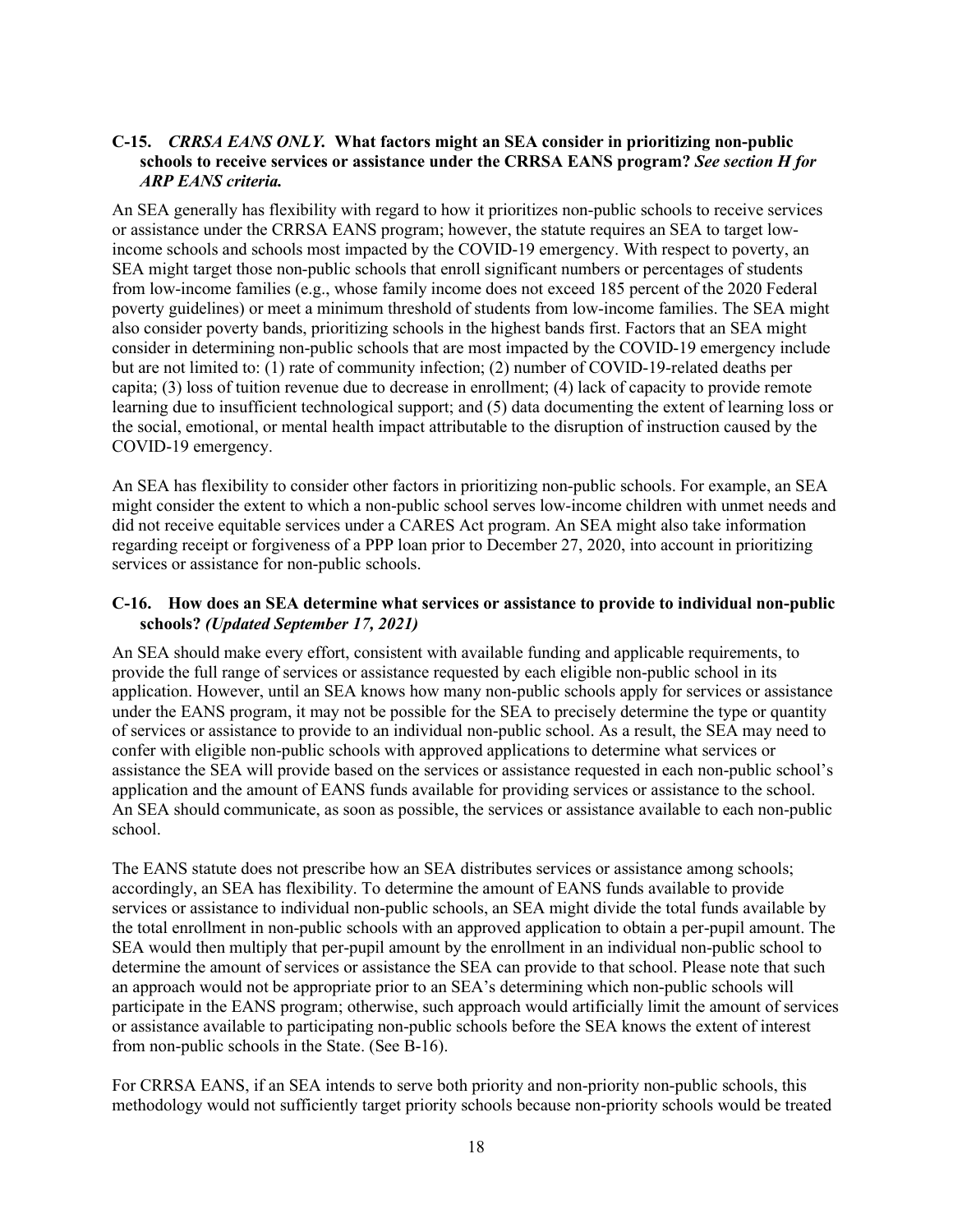### C-15. *CRRSA EANS ONLY.* What factors might an SEA consider in prioritizing non-public schools to receive services or assistance under the CRRSA EANS program? *See section H for ARP EANS criteria.*

An SEA generally has flexibility with regard to how it prioritizes non-public schools to receive services or assistance under the CRRSA EANS program; however, the statute requires an SEA to target low-income schools and schools most impacted by the COVID-19 emergency. With respect to poverty, an SEA might target those non-public schools that enroll significant numbers or percentages of students from low-income families (e.g., whose family income does not exceed 185 percent of the 2020 Federal poverty guidelines) or meet a minimum threshold of students from low-income families. The SEA might also consider poverty bands, prioritizing schools in the highest bands first. Factors that an SEA might consider in determining non-public schools that are most impacted by the COVID-19 emergency include but are not limited to: (1) rate of community infection; (2) number of COVID-19-related deaths per capita; (3) loss of tuition revenue due to decrease in enrollment; (4) lack of capacity to provide remote learning due to insufficient technological support; and (5) data documenting the extent of learning loss or the social, emotional, or mental health impact attributable to the disruption of instruction caused by the COVID-19 emergency.

An SEA has flexibility to consider other factors in prioritizing non-public schools. For example, an SEA might consider the extent to which a non-public school serves low-income children with unmet needs and did not receive equitable services under a CARES Act program. An SEA might also take information regarding receipt or forgiveness of a PPP loan prior to December 27, 2020, into account in prioritizing services or assistance for non-public schools.

### C-16. How does an SEA determine what services or assistance to provide to individual non-public schools? *(Updated September 17, 2021)*

An SEA should make every effort, consistent with available funding and applicable requirements, to provide the full range of services or assistance requested by each eligible non-public school in its application. However, until an SEA knows how many non-public schools apply for services or assistance under the EANS program, it may not be possible for the SEA to precisely determine the type or quantity of services or assistance to provide to an individual non-public school. As a result, the SEA may need to confer with eligible non-public schools with approved applications to determine what services or assistance the SEA will provide based on the services or assistance requested in each non-public school's application and the amount of EANS funds available for providing services or assistance to the school. An SEA should communicate, as soon as possible, the services or assistance available to each non-public school.

The EANS statute does not prescribe how an SEA distributes services or assistance among schools; accordingly, an SEA has flexibility. To determine the amount of EANS funds available to provide services or assistance to individual non-public schools, an SEA might divide the total funds available by the total enrollment in non-public schools with an approved application to obtain a per-pupil amount. The SEA would then multiply that per-pupil amount by the enrollment in an individual non-public school to determine the amount of services or assistance the SEA can provide to that school. Please note that such an approach would not be appropriate prior to an SEA's determining which non-public schools will participate in the EANS program; otherwise, such approach would artificially limit the amount of services or assistance available to participating non-public schools before the SEA knows the extent of interest from non-public schools in the State. (See B-16).

For CRRSA EANS, if an SEA intends to serve both priority and non-priority non-public schools, this methodology would not sufficiently target priority schools because non-priority schools would be treated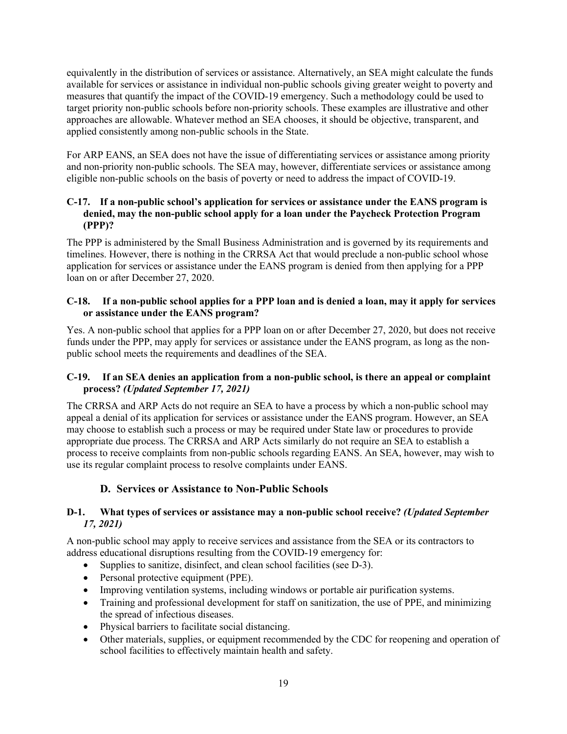equivalently in the distribution of services or assistance. Alternatively, an SEA might calculate the funds available for services or assistance in individual non-public schools giving greater weight to poverty and measures that quantify the impact of the COVID-19 emergency. Such a methodology could be used to target priority non-public schools before non-priority schools. These examples are illustrative and other approaches are allowable. Whatever method an SEA chooses, it should be objective, transparent, and applied consistently among non-public schools in the State.

For ARP EANS, an SEA does not have the issue of differentiating services or assistance among priority and non-priority non-public schools. The SEA may, however, differentiate services or assistance among eligible non-public schools on the basis of poverty or need to address the impact of COVID-19.

#### C-17. If a non-public school's application for services or assistance under the EANS program is denied, may the non-public school apply for a loan under the Paycheck Protection Program (PPP)?

The PPP is administered by the Small Business Administration and is governed by its requirements and timelines. However, there is nothing in the CRRSA Act that would preclude a non-public school whose application for services or assistance under the EANS program is denied from then applying for a PPP loan on or after December 27, 2020.

#### C-18. If a non-public school applies for a PPP loan and is denied a loan, may it apply for services or assistance under the EANS program?

Yes. A non-public school that applies for a PPP loan on or after December 27, 2020, but does not receive funds under the PPP, may apply for services or assistance under the EANS program, as long as the non-public school meets the requirements and deadlines of the SEA.

#### C-19. If an SEA denies an application from a non-public school, is there an appeal or complaint process? *(Updated September 17, 2021)*

The CRRSA and ARP Acts do not require an SEA to have a process by which a non-public school may appeal a denial of its application for services or assistance under the EANS program. However, an SEA may choose to establish such a process or may be required under State law or procedures to provide appropriate due process. The CRRSA and ARP Acts similarly do not require an SEA to establish a process to receive complaints from non-public schools regarding EANS. An SEA, however, may wish to use its regular complaint process to resolve complaints under EANS.

### D. Services or Assistance to Non-Public Schools

#### D-1. What types of services or assistance may a non-public school receive? *(Updated September 17, 2021)*

A non-public school may apply to receive services and assistance from the SEA or its contractors to address educational disruptions resulting from the COVID-19 emergency for:

- Supplies to sanitize, disinfect, and clean school facilities (see D-3).
- Personal protective equipment (PPE).
- Improving ventilation systems, including windows or portable air purification systems.
- Training and professional development for staff on sanitization, the use of PPE, and minimizing the spread of infectious diseases.
- Physical barriers to facilitate social distancing.
- Other materials, supplies, or equipment recommended by the CDC for reopening and operation of school facilities to effectively maintain health and safety.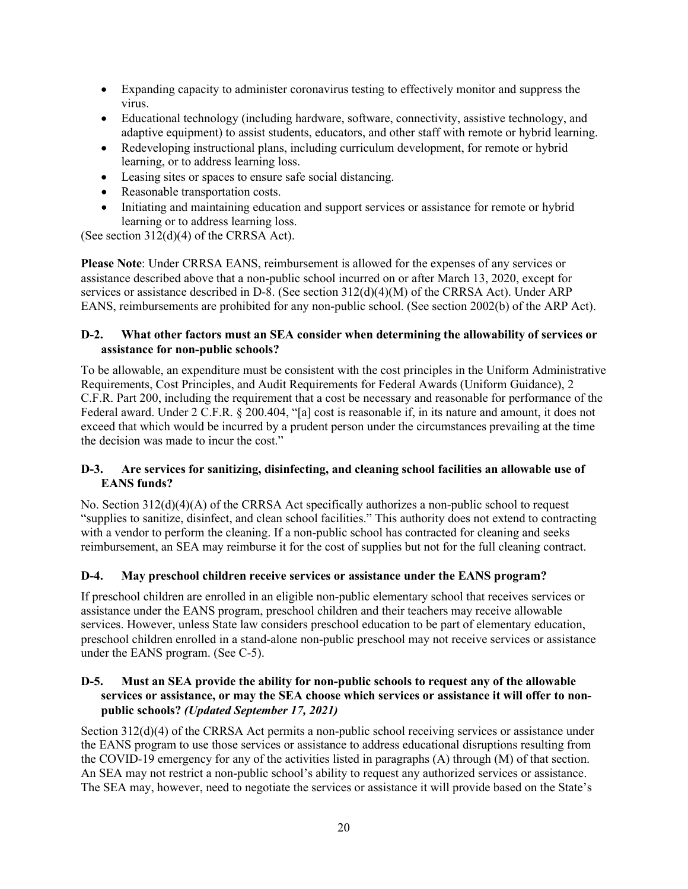- Expanding capacity to administer coronavirus testing to effectively monitor and suppress the virus.
- Educational technology (including hardware, software, connectivity, assistive technology, and adaptive equipment) to assist students, educators, and other staff with remote or hybrid learning.
- Redeveloping instructional plans, including curriculum development, for remote or hybrid learning, or to address learning loss.
- Leasing sites or spaces to ensure safe social distancing.
- Reasonable transportation costs.
- Initiating and maintaining education and support services or assistance for remote or hybrid learning or to address learning loss.

(See section 312(d)(4) of the CRRSA Act).

**Please Note**: Under CRRSA EANS, reimbursement is allowed for the expenses of any services or assistance described above that a non-public school incurred on or after March 13, 2020, except for services or assistance described in D-8. (See section 312(d)(4)(M) of the CRRSA Act). Under ARP EANS, reimbursements are prohibited for any non-public school. (See section 2002(b) of the ARP Act).

### D-2. What other factors must an SEA consider when determining the allowability of services or assistance for non-public schools?

To be allowable, an expenditure must be consistent with the cost principles in the Uniform Administrative Requirements, Cost Principles, and Audit Requirements for Federal Awards (Uniform Guidance), 2 C.F.R. Part 200, including the requirement that a cost be necessary and reasonable for performance of the Federal award. Under 2 C.F.R. § 200.404, "[a] cost is reasonable if, in its nature and amount, it does not exceed that which would be incurred by a prudent person under the circumstances prevailing at the time the decision was made to incur the cost."

### D-3. Are services for sanitizing, disinfecting, and cleaning school facilities an allowable use of EANS funds?

No. Section 312(d)(4)(A) of the CRRSA Act specifically authorizes a non-public school to request "supplies to sanitize, disinfect, and clean school facilities." This authority does not extend to contracting with a vendor to perform the cleaning. If a non-public school has contracted for cleaning and seeks reimbursement, an SEA may reimburse it for the cost of supplies but not for the full cleaning contract.

### D-4. May preschool children receive services or assistance under the EANS program?

If preschool children are enrolled in an eligible non-public elementary school that receives services or assistance under the EANS program, preschool children and their teachers may receive allowable services. However, unless State law considers preschool education to be part of elementary education, preschool children enrolled in a stand-alone non-public preschool may not receive services or assistance under the EANS program. (See C-5).

### D-5. Must an SEA provide the ability for non-public schools to request any of the allowable services or assistance, or may the SEA choose which services or assistance it will offer to non-public schools? *(Updated September 17, 2021)*

Section 312(d)(4) of the CRRSA Act permits a non-public school receiving services or assistance under the EANS program to use those services or assistance to address educational disruptions resulting from the COVID-19 emergency for any of the activities listed in paragraphs (A) through (M) of that section. An SEA may not restrict a non-public school's ability to request any authorized services or assistance. The SEA may, however, need to negotiate the services or assistance it will provide based on the State's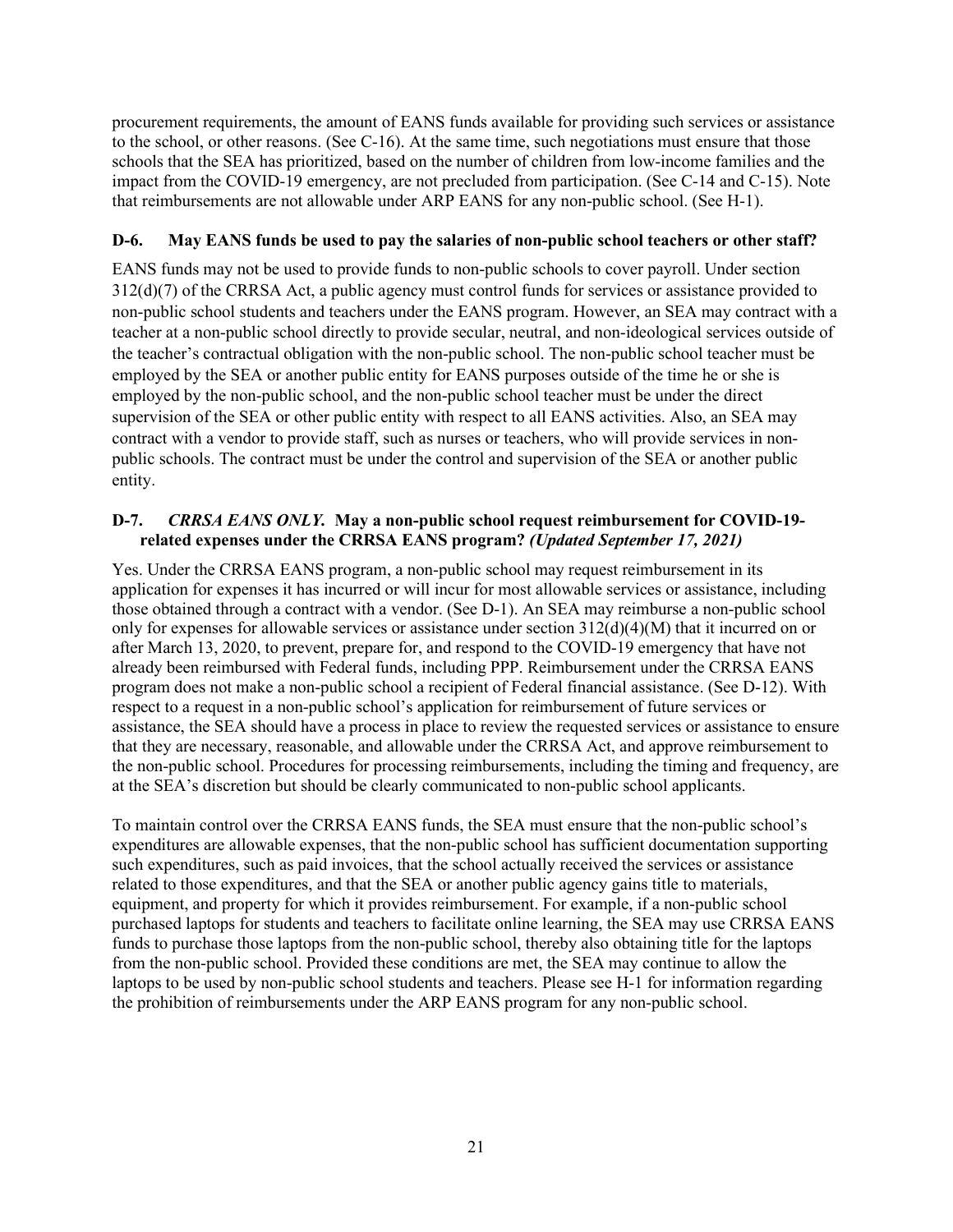procurement requirements, the amount of EANS funds available for providing such services or assistance to the school, or other reasons. (See C-16). At the same time, such negotiations must ensure that those schools that the SEA has prioritized, based on the number of children from low-income families and the impact from the COVID-19 emergency, are not precluded from participation. (See C-14 and C-15). Note that reimbursements are not allowable under ARP EANS for any non-public school. (See H-1).

### D-6. May EANS funds be used to pay the salaries of non-public school teachers or other staff?

EANS funds may not be used to provide funds to non-public schools to cover payroll. Under section 312(d)(7) of the CRRSA Act, a public agency must control funds for services or assistance provided to non-public school students and teachers under the EANS program. However, an SEA may contract with a teacher at a non-public school directly to provide secular, neutral, and non-ideological services outside of the teacher's contractual obligation with the non-public school. The non-public school teacher must be employed by the SEA or another public entity for EANS purposes outside of the time he or she is employed by the non-public school, and the non-public school teacher must be under the direct supervision of the SEA or other public entity with respect to all EANS activities. Also, an SEA may contract with a vendor to provide staff, such as nurses or teachers, who will provide services in non-public schools. The contract must be under the control and supervision of the SEA or another public entity.

### D-7. *CRRSA EANS ONLY.* May a non-public school request reimbursement for COVID-19-related expenses under the CRRSA EANS program? *(Updated September 17, 2021)*

Yes. Under the CRRSA EANS program, a non-public school may request reimbursement in its application for expenses it has incurred or will incur for most allowable services or assistance, including those obtained through a contract with a vendor. (See D-1). An SEA may reimburse a non-public school only for expenses for allowable services or assistance under section 312(d)(4)(M) that it incurred on or after March 13, 2020, to prevent, prepare for, and respond to the COVID-19 emergency that have not already been reimbursed with Federal funds, including PPP. Reimbursement under the CRRSA EANS program does not make a non-public school a recipient of Federal financial assistance. (See D-12). With respect to a request in a non-public school's application for reimbursement of future services or assistance, the SEA should have a process in place to review the requested services or assistance to ensure that they are necessary, reasonable, and allowable under the CRRSA Act, and approve reimbursement to the non-public school. Procedures for processing reimbursements, including the timing and frequency, are at the SEA's discretion but should be clearly communicated to non-public school applicants.

To maintain control over the CRRSA EANS funds, the SEA must ensure that the non-public school's expenditures are allowable expenses, that the non-public school has sufficient documentation supporting such expenditures, such as paid invoices, that the school actually received the services or assistance related to those expenditures, and that the SEA or another public agency gains title to materials, equipment, and property for which it provides reimbursement. For example, if a non-public school purchased laptops for students and teachers to facilitate online learning, the SEA may use CRRSA EANS funds to purchase those laptops from the non-public school, thereby also obtaining title for the laptops from the non-public school. Provided these conditions are met, the SEA may continue to allow the laptops to be used by non-public school students and teachers. Please see H-1 for information regarding the prohibition of reimbursements under the ARP EANS program for any non-public school.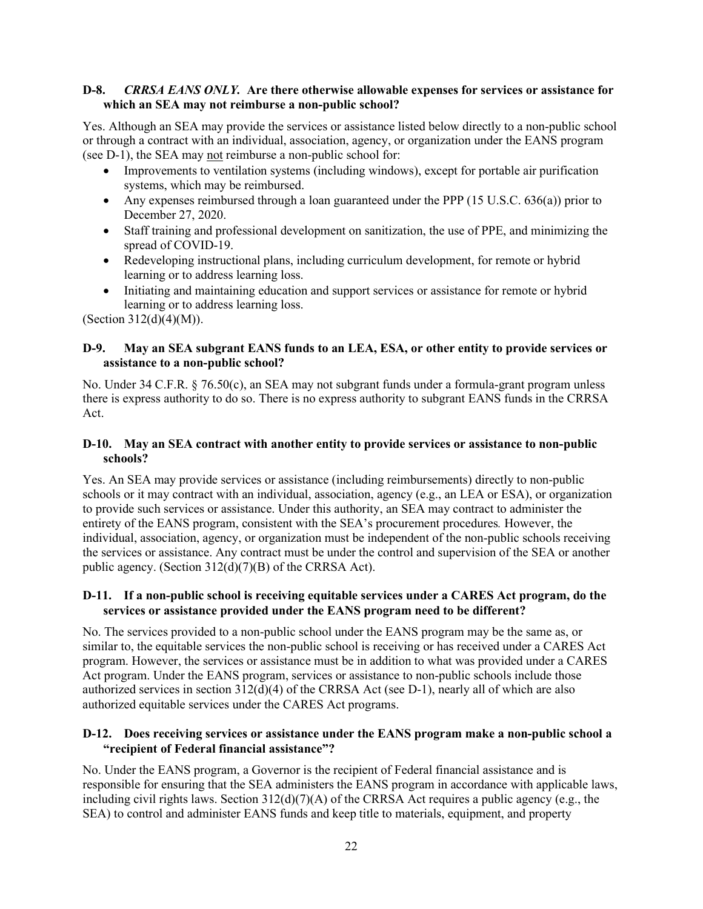**D-8. *CRRSA EANS ONLY.* Are there otherwise allowable expenses for services or assistance for which an SEA may not reimburse a non-public school?**

Yes. Although an SEA may provide the services or assistance listed below directly to a non-public school or through a contract with an individual, association, agency, or organization under the EANS program (see D-1), the SEA may <u>not</u> reimburse a non-public school for:

- Improvements to ventilation systems (including windows), except for portable air purification systems, which may be reimbursed.
- Any expenses reimbursed through a loan guaranteed under the PPP (15 U.S.C. 636(a)) prior to December 27, 2020.
- Staff training and professional development on sanitization, the use of PPE, and minimizing the spread of COVID-19.
- Redeveloping instructional plans, including curriculum development, for remote or hybrid learning or to address learning loss.
- Initiating and maintaining education and support services or assistance for remote or hybrid learning or to address learning loss.

(Section 312(d)(4)(M)).

**D-9. May an SEA subgrant EANS funds to an LEA, ESA, or other entity to provide services or assistance to a non-public school?**

No. Under 34 C.F.R. § 76.50(c), an SEA may not subgrant funds under a formula-grant program unless there is express authority to do so. There is no express authority to subgrant EANS funds in the CRRSA Act.

**D-10. May an SEA contract with another entity to provide services or assistance to non-public schools?**

Yes. An SEA may provide services or assistance (including reimbursements) directly to non-public schools or it may contract with an individual, association, agency (e.g., an LEA or ESA), or organization to provide such services or assistance. Under this authority, an SEA may contract to administer the entirety of the EANS program, consistent with the SEA's procurement procedures*.* However, the individual, association, agency, or organization must be independent of the non-public schools receiving the services or assistance. Any contract must be under the control and supervision of the SEA or another public agency. (Section 312(d)(7)(B) of the CRRSA Act).

**D-11. If a non-public school is receiving equitable services under a CARES Act program, do the services or assistance provided under the EANS program need to be different?**

No. The services provided to a non-public school under the EANS program may be the same as, or similar to, the equitable services the non-public school is receiving or has received under a CARES Act program. However, the services or assistance must be in addition to what was provided under a CARES Act program. Under the EANS program, services or assistance to non-public schools include those authorized services in section 312(d)(4) of the CRRSA Act (see D-1), nearly all of which are also authorized equitable services under the CARES Act programs.

**D-12. Does receiving services or assistance under the EANS program make a non-public school a "recipient of Federal financial assistance"?**

No. Under the EANS program, a Governor is the recipient of Federal financial assistance and is responsible for ensuring that the SEA administers the EANS program in accordance with applicable laws, including civil rights laws. Section 312(d)(7)(A) of the CRRSA Act requires a public agency (e.g., the SEA) to control and administer EANS funds and keep title to materials, equipment, and property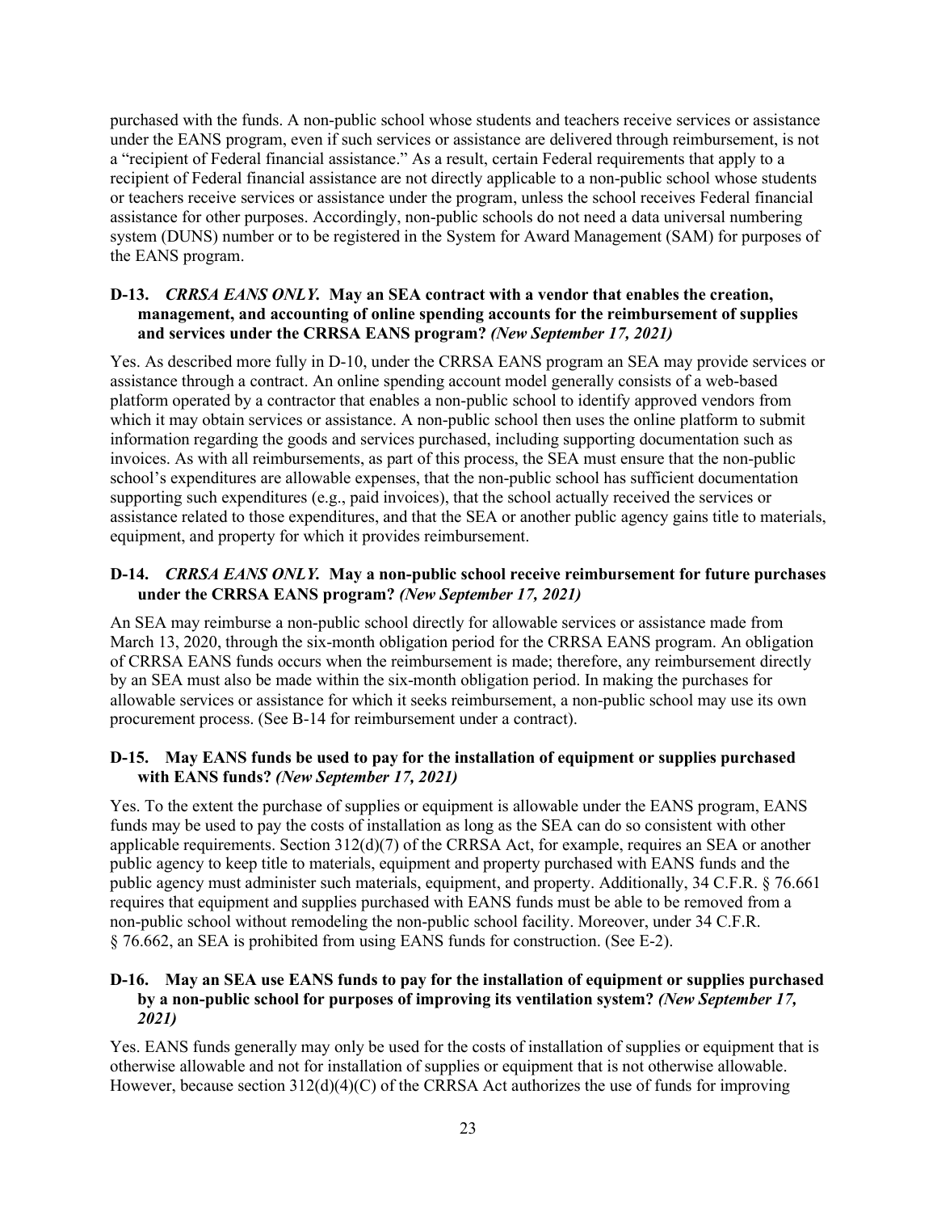purchased with the funds. A non-public school whose students and teachers receive services or assistance under the EANS program, even if such services or assistance are delivered through reimbursement, is not a "recipient of Federal financial assistance." As a result, certain Federal requirements that apply to a recipient of Federal financial assistance are not directly applicable to a non-public school whose students or teachers receive services or assistance under the program, unless the school receives Federal financial assistance for other purposes. Accordingly, non-public schools do not need a data universal numbering system (DUNS) number or to be registered in the System for Award Management (SAM) for purposes of the EANS program.

### D-13. *CRRSA EANS ONLY.* May an SEA contract with a vendor that enables the creation, management, and accounting of online spending accounts for the reimbursement of supplies and services under the CRRSA EANS program? *(New September 17, 2021)*

Yes. As described more fully in D-10, under the CRRSA EANS program an SEA may provide services or assistance through a contract. An online spending account model generally consists of a web-based platform operated by a contractor that enables a non-public school to identify approved vendors from which it may obtain services or assistance. A non-public school then uses the online platform to submit information regarding the goods and services purchased, including supporting documentation such as invoices. As with all reimbursements, as part of this process, the SEA must ensure that the non-public school's expenditures are allowable expenses, that the non-public school has sufficient documentation supporting such expenditures (e.g., paid invoices), that the school actually received the services or assistance related to those expenditures, and that the SEA or another public agency gains title to materials, equipment, and property for which it provides reimbursement.

### D-14. *CRRSA EANS ONLY.* May a non-public school receive reimbursement for future purchases under the CRRSA EANS program? *(New September 17, 2021)*

An SEA may reimburse a non-public school directly for allowable services or assistance made from March 13, 2020, through the six-month obligation period for the CRRSA EANS program. An obligation of CRRSA EANS funds occurs when the reimbursement is made; therefore, any reimbursement directly by an SEA must also be made within the six-month obligation period. In making the purchases for allowable services or assistance for which it seeks reimbursement, a non-public school may use its own procurement process. (See B-14 for reimbursement under a contract).

### D-15. May EANS funds be used to pay for the installation of equipment or supplies purchased with EANS funds? *(New September 17, 2021)*

Yes. To the extent the purchase of supplies or equipment is allowable under the EANS program, EANS funds may be used to pay the costs of installation as long as the SEA can do so consistent with other applicable requirements. Section 312(d)(7) of the CRRSA Act, for example, requires an SEA or another public agency to keep title to materials, equipment and property purchased with EANS funds and the public agency must administer such materials, equipment, and property. Additionally, 34 C.F.R. § 76.661 requires that equipment and supplies purchased with EANS funds must be able to be removed from a non-public school without remodeling the non-public school facility. Moreover, under 34 C.F.R. § 76.662, an SEA is prohibited from using EANS funds for construction. (See E-2).

### D-16. May an SEA use EANS funds to pay for the installation of equipment or supplies purchased by a non-public school for purposes of improving its ventilation system? *(New September 17, 2021)*

Yes. EANS funds generally may only be used for the costs of installation of supplies or equipment that is otherwise allowable and not for installation of supplies or equipment that is not otherwise allowable. However, because section 312(d)(4)(C) of the CRRSA Act authorizes the use of funds for improving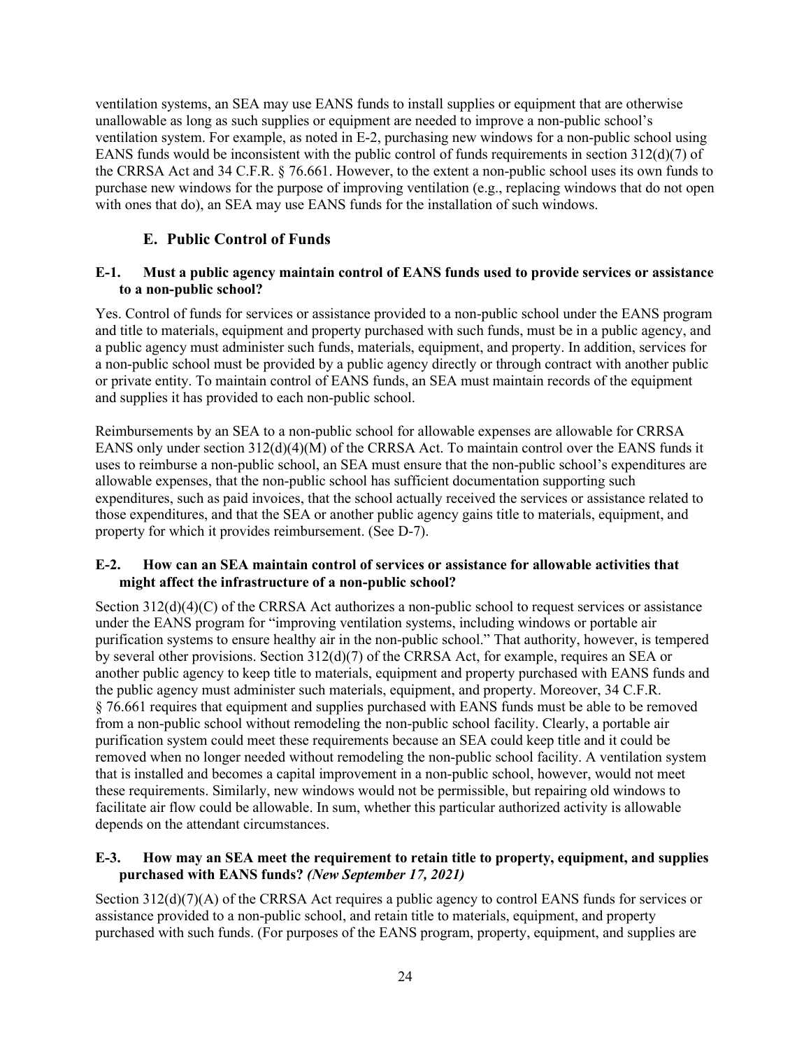ventilation systems, an SEA may use EANS funds to install supplies or equipment that are otherwise unallowable as long as such supplies or equipment are needed to improve a non-public school's ventilation system. For example, as noted in E-2, purchasing new windows for a non-public school using EANS funds would be inconsistent with the public control of funds requirements in section 312(d)(7) of the CRRSA Act and 34 C.F.R. § 76.661. However, to the extent a non-public school uses its own funds to purchase new windows for the purpose of improving ventilation (e.g., replacing windows that do not open with ones that do), an SEA may use EANS funds for the installation of such windows.

## E. Public Control of Funds

### E-1. Must a public agency maintain control of EANS funds used to provide services or assistance to a non-public school?

Yes. Control of funds for services or assistance provided to a non-public school under the EANS program and title to materials, equipment and property purchased with such funds, must be in a public agency, and a public agency must administer such funds, materials, equipment, and property. In addition, services for a non-public school must be provided by a public agency directly or through contract with another public or private entity. To maintain control of EANS funds, an SEA must maintain records of the equipment and supplies it has provided to each non-public school.

Reimbursements by an SEA to a non-public school for allowable expenses are allowable for CRRSA EANS only under section 312(d)(4)(M) of the CRRSA Act. To maintain control over the EANS funds it uses to reimburse a non-public school, an SEA must ensure that the non-public school's expenditures are allowable expenses, that the non-public school has sufficient documentation supporting such expenditures, such as paid invoices, that the school actually received the services or assistance related to those expenditures, and that the SEA or another public agency gains title to materials, equipment, and property for which it provides reimbursement. (See D-7).

### E-2. How can an SEA maintain control of services or assistance for allowable activities that might affect the infrastructure of a non-public school?

Section 312(d)(4)(C) of the CRRSA Act authorizes a non-public school to request services or assistance under the EANS program for "improving ventilation systems, including windows or portable air purification systems to ensure healthy air in the non-public school." That authority, however, is tempered by several other provisions. Section 312(d)(7) of the CRRSA Act, for example, requires an SEA or another public agency to keep title to materials, equipment and property purchased with EANS funds and the public agency must administer such materials, equipment, and property. Moreover, 34 C.F.R. § 76.661 requires that equipment and supplies purchased with EANS funds must be able to be removed from a non-public school without remodeling the non-public school facility. Clearly, a portable air purification system could meet these requirements because an SEA could keep title and it could be removed when no longer needed without remodeling the non-public school facility. A ventilation system that is installed and becomes a capital improvement in a non-public school, however, would not meet these requirements. Similarly, new windows would not be permissible, but repairing old windows to facilitate air flow could be allowable. In sum, whether this particular authorized activity is allowable depends on the attendant circumstances.

### E-3. How may an SEA meet the requirement to retain title to property, equipment, and supplies purchased with EANS funds? *(New September 17, 2021)*

Section 312(d)(7)(A) of the CRRSA Act requires a public agency to control EANS funds for services or assistance provided to a non-public school, and retain title to materials, equipment, and property purchased with such funds. (For purposes of the EANS program, property, equipment, and supplies are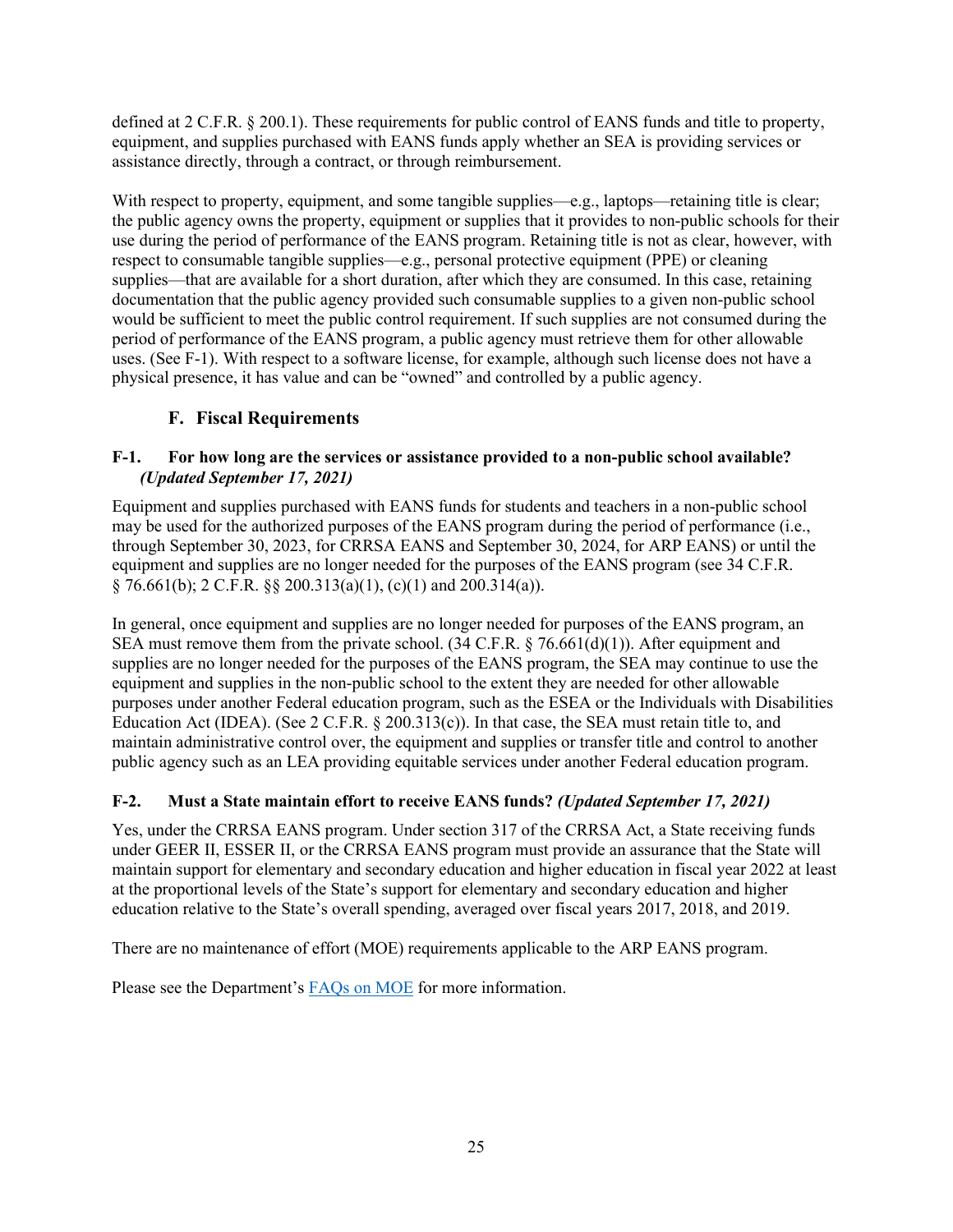defined at 2 C.F.R. § 200.1). These requirements for public control of EANS funds and title to property, equipment, and supplies purchased with EANS funds apply whether an SEA is providing services or assistance directly, through a contract, or through reimbursement.

With respect to property, equipment, and some tangible supplies—e.g., laptops—retaining title is clear; the public agency owns the property, equipment or supplies that it provides to non-public schools for their use during the period of performance of the EANS program. Retaining title is not as clear, however, with respect to consumable tangible supplies—e.g., personal protective equipment (PPE) or cleaning supplies—that are available for a short duration, after which they are consumed. In this case, retaining documentation that the public agency provided such consumable supplies to a given non-public school would be sufficient to meet the public control requirement. If such supplies are not consumed during the period of performance of the EANS program, a public agency must retrieve them for other allowable uses. (See F-1). With respect to a software license, for example, although such license does not have a physical presence, it has value and can be "owned" and controlled by a public agency.

## F. Fiscal Requirements

### F-1. For how long are the services or assistance provided to a non-public school available? *(Updated September 17, 2021)*

Equipment and supplies purchased with EANS funds for students and teachers in a non-public school may be used for the authorized purposes of the EANS program during the period of performance (i.e., through September 30, 2023, for CRRSA EANS and September 30, 2024, for ARP EANS) or until the equipment and supplies are no longer needed for the purposes of the EANS program (see 34 C.F.R. § 76.661(b); 2 C.F.R. §§ 200.313(a)(1), (c)(1) and 200.314(a)).

In general, once equipment and supplies are no longer needed for purposes of the EANS program, an SEA must remove them from the private school. (34 C.F.R. § 76.661(d)(1)). After equipment and supplies are no longer needed for the purposes of the EANS program, the SEA may continue to use the equipment and supplies in the non-public school to the extent they are needed for other allowable purposes under another Federal education program, such as the ESEA or the Individuals with Disabilities Education Act (IDEA). (See 2 C.F.R. § 200.313(c)). In that case, the SEA must retain title to, and maintain administrative control over, the equipment and supplies or transfer title and control to another public agency such as an LEA providing equitable services under another Federal education program.

### F-2. Must a State maintain effort to receive EANS funds? *(Updated September 17, 2021)*

Yes, under the CRRSA EANS program. Under section 317 of the CRRSA Act, a State receiving funds under GEER II, ESSER II, or the CRRSA EANS program must provide an assurance that the State will maintain support for elementary and secondary education and higher education in fiscal year 2022 at least at the proportional levels of the State's support for elementary and secondary education and higher education relative to the State's overall spending, averaged over fiscal years 2017, 2018, and 2019.

There are no maintenance of effort (MOE) requirements applicable to the ARP EANS program.

Please see the Department's FAQs on MOE for more information.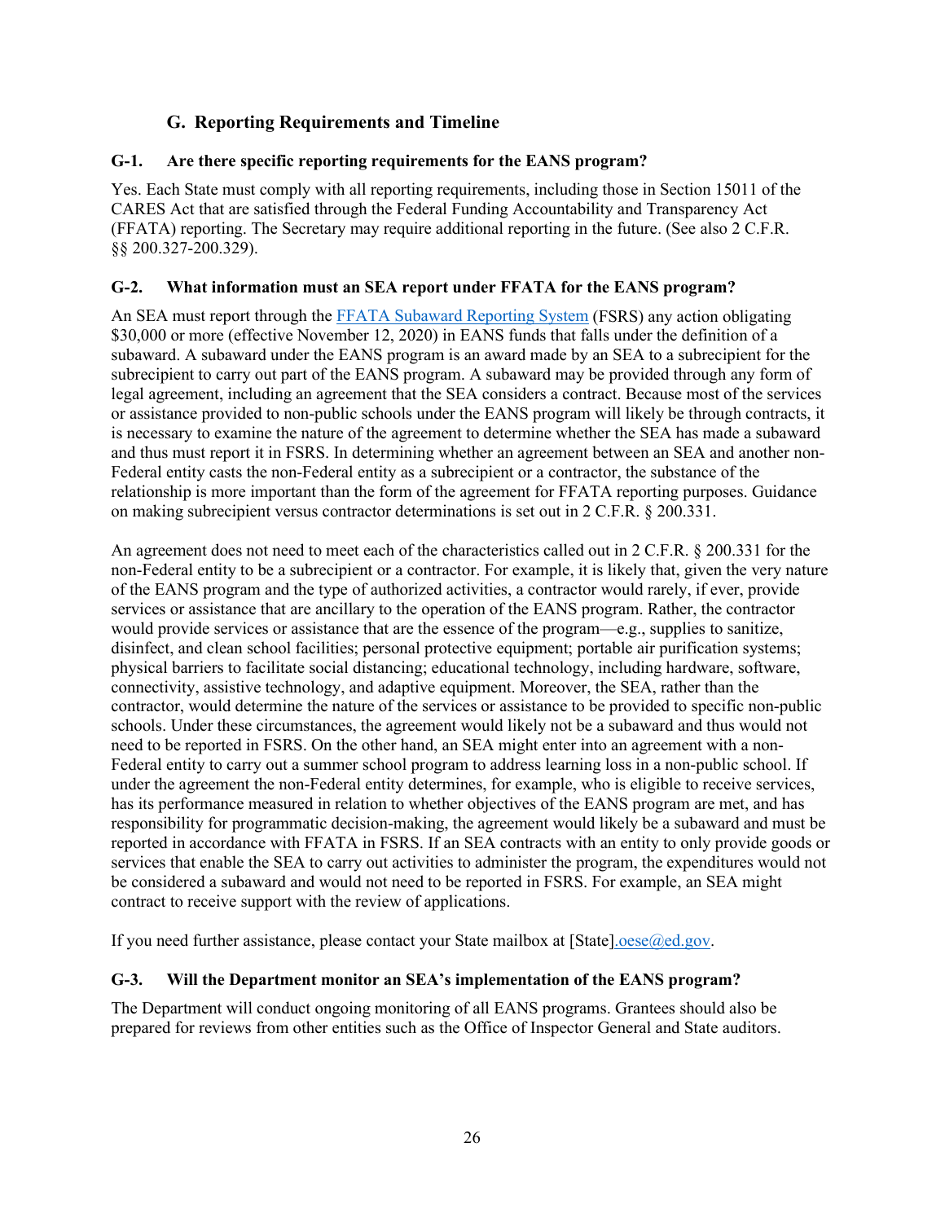## G. Reporting Requirements and Timeline

### G-1. Are there specific reporting requirements for the EANS program?

Yes. Each State must comply with all reporting requirements, including those in Section 15011 of the CARES Act that are satisfied through the Federal Funding Accountability and Transparency Act (FFATA) reporting. The Secretary may require additional reporting in the future. (See also 2 C.F.R. §§ 200.327-200.329).

### G-2. What information must an SEA report under FFATA for the EANS program?

An SEA must report through the FFATA Subaward Reporting System (FSRS) any action obligating $30,000 or more (effective November 12, 2020) in EANS funds that falls under the definition of a subaward. A subaward under the EANS program is an award made by an SEA to a subrecipient for the subrecipient to carry out part of the EANS program. A subaward may be provided through any form of legal agreement, including an agreement that the SEA considers a contract. Because most of the services or assistance provided to non-public schools under the EANS program will likely be through contracts, it is necessary to examine the nature of the agreement to determine whether the SEA has made a subaward and thus must report it in FSRS. In determining whether an agreement between an SEA and another non-Federal entity casts the non-Federal entity as a subrecipient or a contractor, the substance of the relationship is more important than the form of the agreement for FFATA reporting purposes. Guidance on making subrecipient versus contractor determinations is set out in 2 C.F.R. § 200.331.

An agreement does not need to meet each of the characteristics called out in 2 C.F.R. § 200.331 for the non-Federal entity to be a subrecipient or a contractor. For example, it is likely that, given the very nature of the EANS program and the type of authorized activities, a contractor would rarely, if ever, provide services or assistance that are ancillary to the operation of the EANS program. Rather, the contractor would provide services or assistance that are the essence of the program—e.g., supplies to sanitize, disinfect, and clean school facilities; personal protective equipment; portable air purification systems; physical barriers to facilitate social distancing; educational technology, including hardware, software, connectivity, assistive technology, and adaptive equipment. Moreover, the SEA, rather than the contractor, would determine the nature of the services or assistance to be provided to specific non-public schools. Under these circumstances, the agreement would likely not be a subaward and thus would not need to be reported in FSRS. On the other hand, an SEA might enter into an agreement with a non-Federal entity to carry out a summer school program to address learning loss in a non-public school. If under the agreement the non-Federal entity determines, for example, who is eligible to receive services, has its performance measured in relation to whether objectives of the EANS program are met, and has responsibility for programmatic decision-making, the agreement would likely be a subaward and must be reported in accordance with FFATA in FSRS. If an SEA contracts with an entity to only provide goods or services that enable the SEA to carry out activities to administer the program, the expenditures would not be considered a subaward and would not need to be reported in FSRS. For example, an SEA might contract to receive support with the review of applications.

If you need further assistance, please contact your State mailbox at [State].oese@ed.gov.

### G-3. Will the Department monitor an SEA's implementation of the EANS program?

The Department will conduct ongoing monitoring of all EANS programs. Grantees should also be prepared for reviews from other entities such as the Office of Inspector General and State auditors.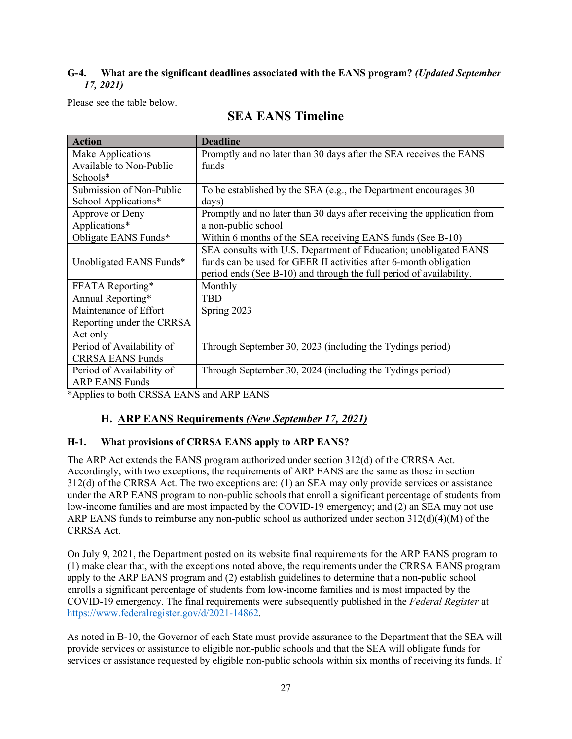**G-4. What are the significant deadlines associated with the EANS program?** ***(Updated September 17, 2021)***

Please see the table below.

## SEA EANS Timeline

| Action | Deadline |
|---|---|
| Make Applications Available to Non-Public Schools* | Promptly and no later than 30 days after the SEA receives the EANS funds |
| Submission of Non-Public School Applications* | To be established by the SEA (e.g., the Department encourages 30 days) |
| Approve or Deny Applications* | Promptly and no later than 30 days after receiving the application from a non-public school |
| Obligate EANS Funds* | Within 6 months of the SEA receiving EANS funds (See B-10) |
| Unobligated EANS Funds* | SEA consults with U.S. Department of Education; unobligated EANS funds can be used for GEER II activities after 6-month obligation period ends (See B-10) and through the full period of availability. |
| FFATA Reporting* | Monthly |
| Annual Reporting* | TBD |
| Maintenance of Effort Reporting under the CRRSA Act only | Spring 2023 |
| Period of Availability of CRRSA EANS Funds | Through September 30, 2023 (including the Tydings period) |
| Period of Availability of ARP EANS Funds | Through September 30, 2024 (including the Tydings period) |

*Applies to both CRSSA EANS and ARP EANS

## H. ARP EANS Requirements *(New September 17, 2021)*

**H-1. What provisions of CRRSA EANS apply to ARP EANS?**

The ARP Act extends the EANS program authorized under section 312(d) of the CRRSA Act. Accordingly, with two exceptions, the requirements of ARP EANS are the same as those in section 312(d) of the CRRSA Act. The two exceptions are: (1) an SEA may only provide services or assistance under the ARP EANS program to non-public schools that enroll a significant percentage of students from low-income families and are most impacted by the COVID-19 emergency; and (2) an SEA may not use ARP EANS funds to reimburse any non-public school as authorized under section 312(d)(4)(M) of the CRRSA Act.

On July 9, 2021, the Department posted on its website final requirements for the ARP EANS program to (1) make clear that, with the exceptions noted above, the requirements under the CRRSA EANS program apply to the ARP EANS program and (2) establish guidelines to determine that a non-public school enrolls a significant percentage of students from low-income families and is most impacted by the COVID-19 emergency. The final requirements were subsequently published in the *Federal Register* at https://www.federalregister.gov/d/2021-14862.

As noted in B-10, the Governor of each State must provide assurance to the Department that the SEA will provide services or assistance to eligible non-public schools and that the SEA will obligate funds for services or assistance requested by eligible non-public schools within six months of receiving its funds. If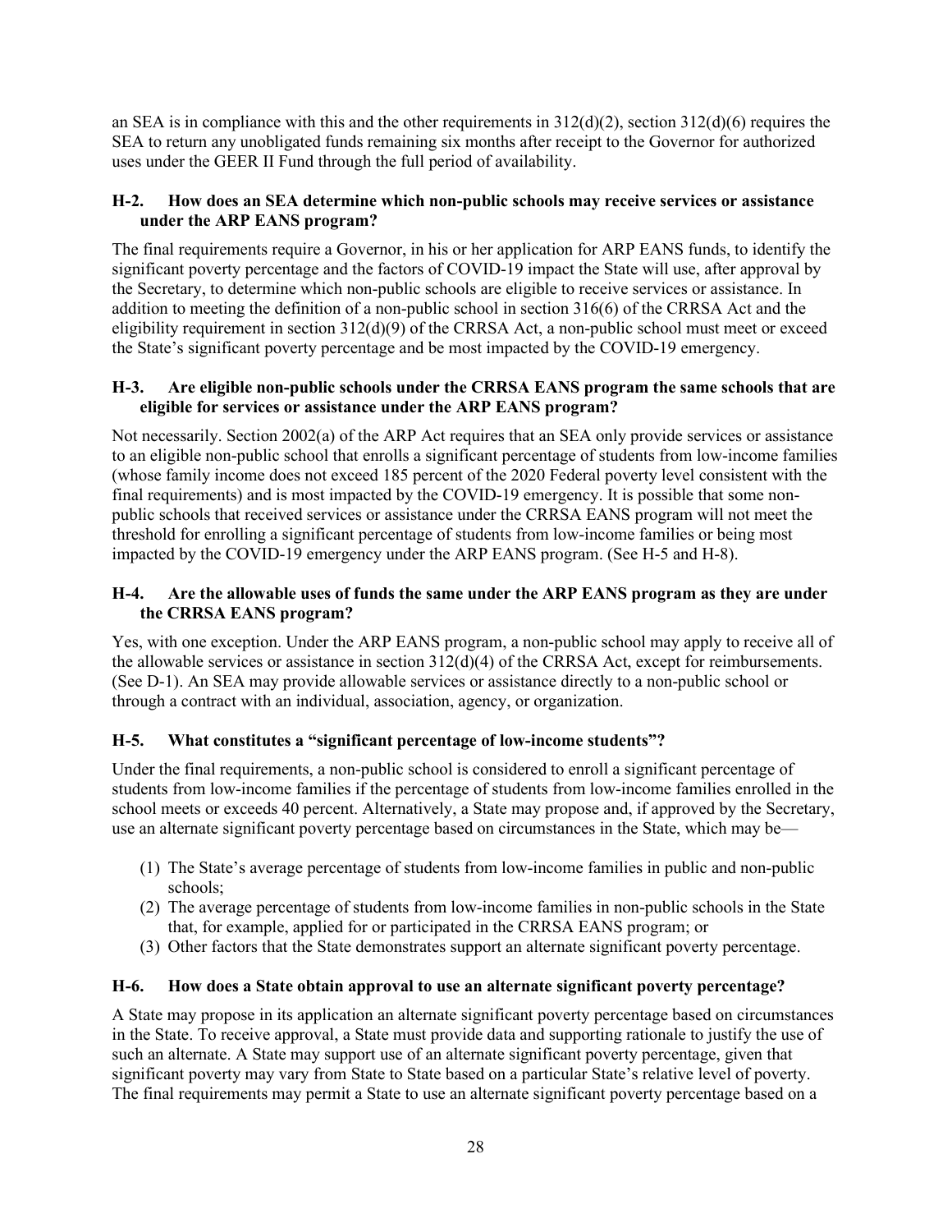an SEA is in compliance with this and the other requirements in 312(d)(2), section 312(d)(6) requires the SEA to return any unobligated funds remaining six months after receipt to the Governor for authorized uses under the GEER II Fund through the full period of availability.

### H-2. How does an SEA determine which non-public schools may receive services or assistance under the ARP EANS program?

The final requirements require a Governor, in his or her application for ARP EANS funds, to identify the significant poverty percentage and the factors of COVID-19 impact the State will use, after approval by the Secretary, to determine which non-public schools are eligible to receive services or assistance. In addition to meeting the definition of a non-public school in section 316(6) of the CRRSA Act and the eligibility requirement in section 312(d)(9) of the CRRSA Act, a non-public school must meet or exceed the State's significant poverty percentage and be most impacted by the COVID-19 emergency.

### H-3. Are eligible non-public schools under the CRRSA EANS program the same schools that are eligible for services or assistance under the ARP EANS program?

Not necessarily. Section 2002(a) of the ARP Act requires that an SEA only provide services or assistance to an eligible non-public school that enrolls a significant percentage of students from low-income families (whose family income does not exceed 185 percent of the 2020 Federal poverty level consistent with the final requirements) and is most impacted by the COVID-19 emergency. It is possible that some non-public schools that received services or assistance under the CRRSA EANS program will not meet the threshold for enrolling a significant percentage of students from low-income families or being most impacted by the COVID-19 emergency under the ARP EANS program. (See H-5 and H-8).

### H-4. Are the allowable uses of funds the same under the ARP EANS program as they are under the CRRSA EANS program?

Yes, with one exception. Under the ARP EANS program, a non-public school may apply to receive all of the allowable services or assistance in section 312(d)(4) of the CRRSA Act, except for reimbursements. (See D-1). An SEA may provide allowable services or assistance directly to a non-public school or through a contract with an individual, association, agency, or organization.

### H-5. What constitutes a "significant percentage of low-income students"?

Under the final requirements, a non-public school is considered to enroll a significant percentage of students from low-income families if the percentage of students from low-income families enrolled in the school meets or exceeds 40 percent. Alternatively, a State may propose and, if approved by the Secretary, use an alternate significant poverty percentage based on circumstances in the State, which may be—

(1) The State's average percentage of students from low-income families in public and non-public schools;
(2) The average percentage of students from low-income families in non-public schools in the State that, for example, applied for or participated in the CRRSA EANS program; or
(3) Other factors that the State demonstrates support an alternate significant poverty percentage.

### H-6. How does a State obtain approval to use an alternate significant poverty percentage?

A State may propose in its application an alternate significant poverty percentage based on circumstances in the State. To receive approval, a State must provide data and supporting rationale to justify the use of such an alternate. A State may support use of an alternate significant poverty percentage, given that significant poverty may vary from State to State based on a particular State's relative level of poverty. The final requirements may permit a State to use an alternate significant poverty percentage based on a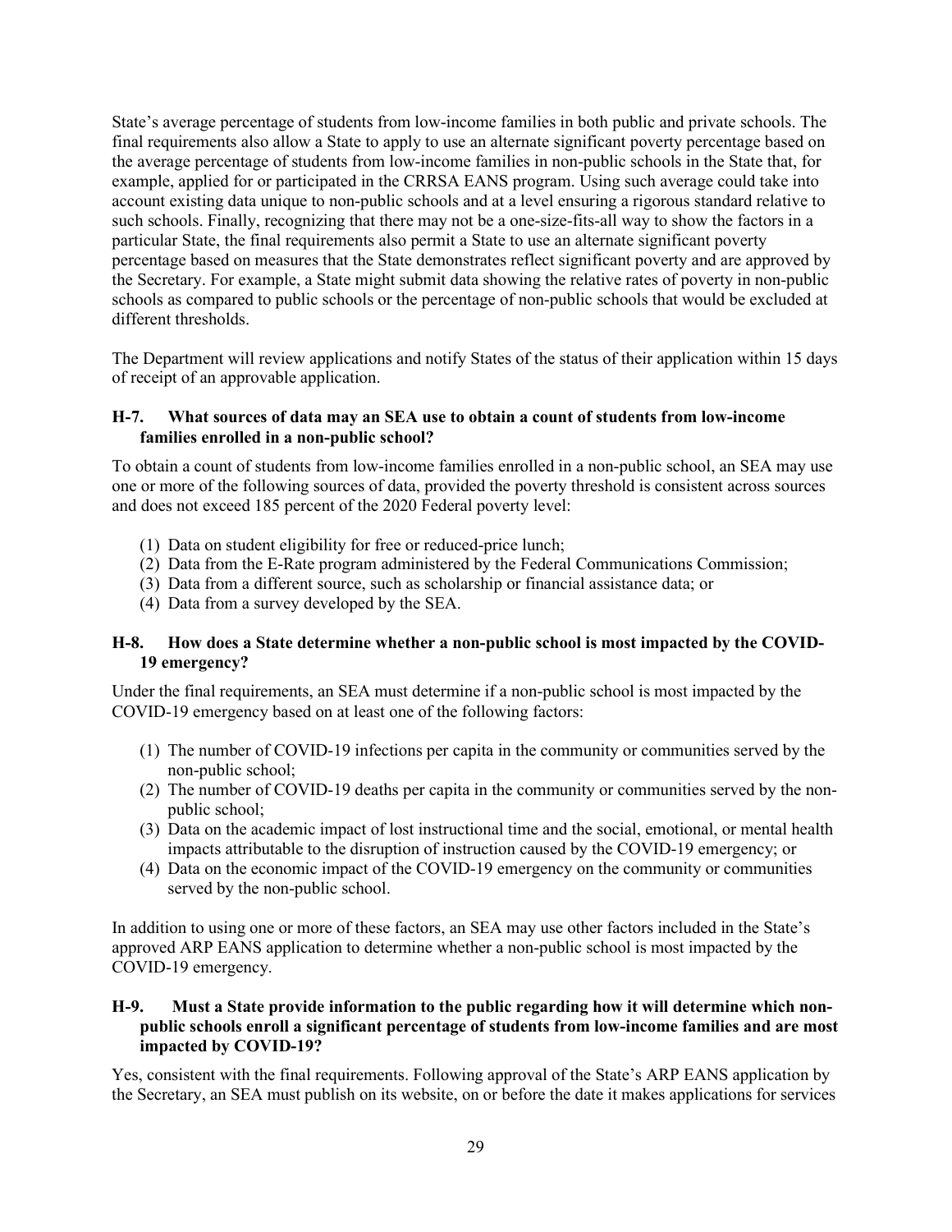State's average percentage of students from low-income families in both public and private schools. The final requirements also allow a State to apply to use an alternate significant poverty percentage based on the average percentage of students from low-income families in non-public schools in the State that, for example, applied for or participated in the CRRSA EANS program. Using such average could take into account existing data unique to non-public schools and at a level ensuring a rigorous standard relative to such schools. Finally, recognizing that there may not be a one-size-fits-all way to show the factors in a particular State, the final requirements also permit a State to use an alternate significant poverty percentage based on measures that the State demonstrates reflect significant poverty and are approved by the Secretary. For example, a State might submit data showing the relative rates of poverty in non-public schools as compared to public schools or the percentage of non-public schools that would be excluded at different thresholds.

The Department will review applications and notify States of the status of their application within 15 days of receipt of an approvable application.

### H-7. What sources of data may an SEA use to obtain a count of students from low-income families enrolled in a non-public school?

To obtain a count of students from low-income families enrolled in a non-public school, an SEA may use one or more of the following sources of data, provided the poverty threshold is consistent across sources and does not exceed 185 percent of the 2020 Federal poverty level:

(1) Data on student eligibility for free or reduced-price lunch;
(2) Data from the E-Rate program administered by the Federal Communications Commission;
(3) Data from a different source, such as scholarship or financial assistance data; or
(4) Data from a survey developed by the SEA.

### H-8. How does a State determine whether a non-public school is most impacted by the COVID-19 emergency?

Under the final requirements, an SEA must determine if a non-public school is most impacted by the COVID-19 emergency based on at least one of the following factors:

(1) The number of COVID-19 infections per capita in the community or communities served by the non-public school;
(2) The number of COVID-19 deaths per capita in the community or communities served by the non-public school;
(3) Data on the academic impact of lost instructional time and the social, emotional, or mental health impacts attributable to the disruption of instruction caused by the COVID-19 emergency; or
(4) Data on the economic impact of the COVID-19 emergency on the community or communities served by the non-public school.

In addition to using one or more of these factors, an SEA may use other factors included in the State's approved ARP EANS application to determine whether a non-public school is most impacted by the COVID-19 emergency.

### H-9. Must a State provide information to the public regarding how it will determine which non-public schools enroll a significant percentage of students from low-income families and are most impacted by COVID-19?

Yes, consistent with the final requirements. Following approval of the State's ARP EANS application by the Secretary, an SEA must publish on its website, on or before the date it makes applications for services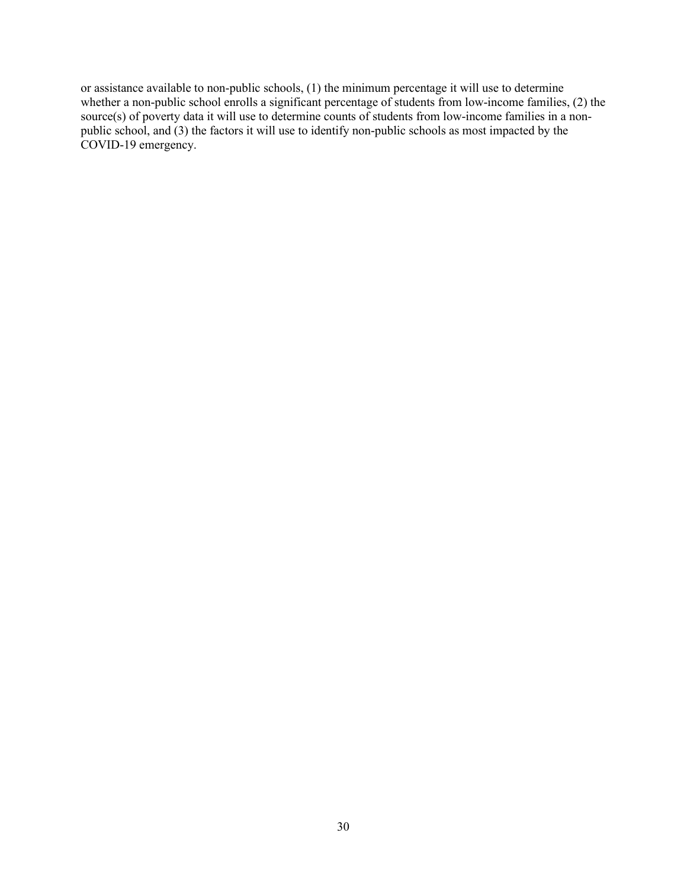or assistance available to non-public schools, (1) the minimum percentage it will use to determine whether a non-public school enrolls a significant percentage of students from low-income families, (2) the source(s) of poverty data it will use to determine counts of students from low-income families in a non-public school, and (3) the factors it will use to identify non-public schools as most impacted by the COVID-19 emergency.